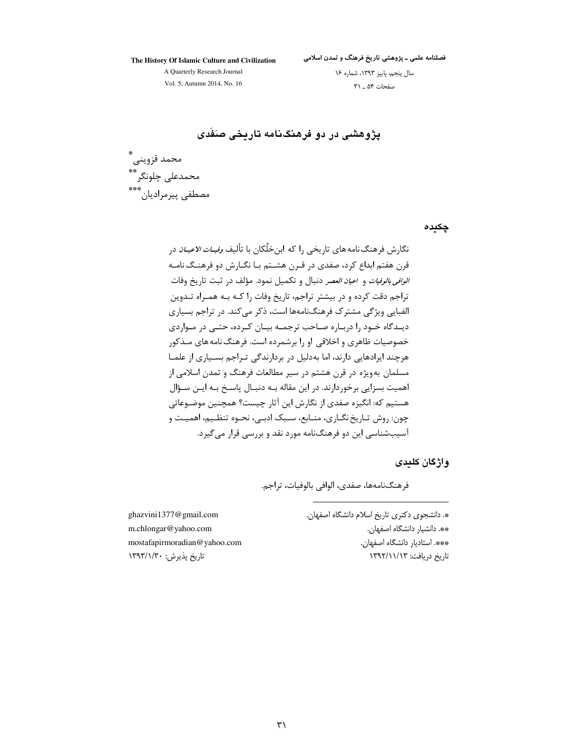# پژوهشی در دو فرهنگ‌نامه تاریخی صَفَدی

محمد قزوینی*

محمدعلی چلونگر**

مصطفی پیرمرادیان***

## چکیده

نگارش فرهنگ‌نامه‌های تاریخی را که ابن‌خلّکان با تألیف *وفیات الاعیان* در قرن هفتم ابداع کرد، صفدی در قرن هشتم با نگارش دو فرهنگ نامه *الوافی بالوفیات* و *اعیان العصر* دنبال و تکمیل نمود. مؤلف در ثبت تاریخ وفات تراجم دقت کرده و در بیشتر تراجم، تاریخ وفات را که به همراه تدوین الفبایی ویژگی مشترک فرهنگ‌نامه‌ها است، ذکر می‌کند. در تراجم بسیاری دیدگاه خود را درباره صاحب ترجمه بیان کرده، حتی در مواردی خصوصیات ظاهری و اخلاقی او را برشمرده است. فرهنگ نامه‌های مذکور هرچند ایرادهایی دارند، اما به‌دلیل در بردارندگی تراجم بسیاری از علما مسلمان به‌ویژه در قرن هشتم در سیر مطالعات فرهنگ و تمدن اسلامی از اهمیت بسزایی برخوردارند. در این مقاله به دنبال پاسخ به این سؤال هستیم که: انگیزه صفدی از نگارش این آثار چیست؟ همچنین موضوعاتی چون: روش تاریخ نگاری، منابع، سبک ادبی، نحوه تنظیم، اهمیت و آسیب‌شناسی این دو فرهنگ‌نامه مورد نقد و بررسی قرار می‌گیرد.

## واژگان کلیدی

فرهنگ‌نامه‌ها، صفدی، الوافی بالوفیات، تراجم.

---

*. دانشجوی دکتری تاریخ اسلام دانشگاه اصفهان. ghazvini1377@gmail.com

**. دانشیار دانشگاه اصفهان. m.chlongar@yahoo.com

***. استادیار دانشگاه اصفهان. mostafapirmoradian@yahoo.com

تاریخ دریافت: ۱۳۹۲/۱۱/۱۳ تاریخ پذیرش: ۱۳۹۳/۱/۳۰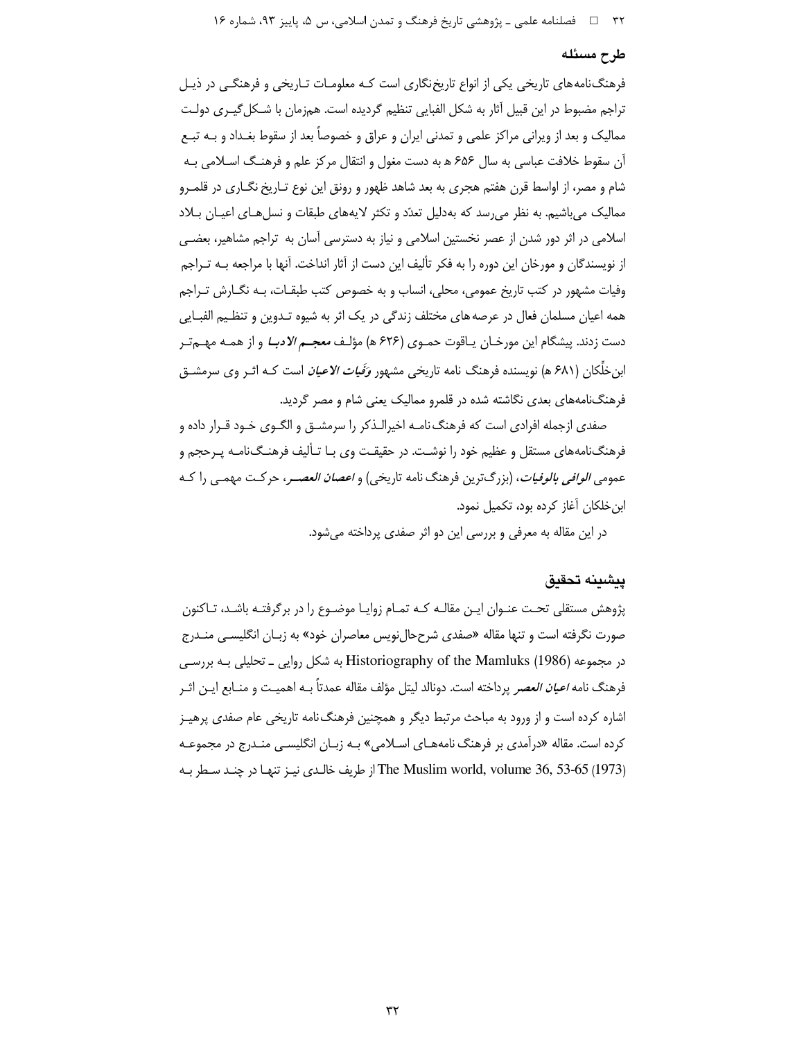## طرح مسئله

فرهنگ‌نامه‌های تاریخی یکی از انواع تاریخ‌نگاری است کـه معلومـات تـاریخی و فرهنگـی در ذیـل تراجم مضبوط در این قبیل آثار به شکل الفبایی تنظیم گردیده است. هم‌زمان با شـکل‌گیـری دولـت ممالیک و بعد از ویرانی مراکز علمی و تمدنی ایران و عراق و خصوصاً بعد از سقوط بغـداد و بـه تبـع آن سقوط خلافت عباسی به سال ۶۵۶ ه به دست مغول و انتقال مرکز علم و فرهنـگ اسـلامی بـه شام و مصر، از اواسط قرن هفتم هجری به بعد شاهد ظهور و رونق این نوع تـاریخ نگـاری در قلمـرو ممالیک می‌باشیم. به نظر می‌رسد که به‌دلیل تعدّد و تکثر لایه‌های طبقات و نسل‌هـای اعیـان بـلاد اسلامی در اثر دور شدن از عصر نخستین اسلامی و نیاز به دسترسی آسان به تراجم مشاهیر، بعضـی از نویسندگان و مورخان این دوره را به فکر تألیف این دست از آثار انداخت. آنها با مراجعه بـه تـراجم وفیات مشهور در کتب تاریخ عمومی، محلی، انساب و به خصوص کتب طبقـات، بـه نگـارش تـراجم همه اعیان مسلمان فعال در عرصه‌های مختلف زندگی در یک اثر به شیوه تـدوین و تنظـیم الفبـایی دست زدند. پیشگام این مورخـان یـاقوت حمـوی (۶۲۶ ه) مؤلـف ***معجـم الادبـا*** و از همـه مهـم‌تـر ابن‌خلّکان (۶۸۱ ه) نویسنده فرهنگ نامه تاریخی مشهور ***وَفَیات الاعیان*** است کـه اثـر وی سرمشـق فرهنگ‌نامه‌های بعدی نگاشته شده در قلمرو ممالیک یعنی شام و مصر گردید.

صفدی ازجمله افرادی است که فرهنگ‌نامـه اخیرالـذکر را سرمشـق و الگـوی خـود قـرار داده و فرهنگ‌نامه‌های مستقل و عظیم خود را نوشـت. در حقیقـت وی بـا تـألیف فرهنـگ‌نامـه پـرحجم و عمومی ***الوافی بالوفیات***، (بزرگ‌ترین فرهنگ نامه تاریخی) و ***اعصان العصـر***، حرکـت مهمـی را کـه ابن‌خلکان آغاز کرده بود، تکمیل نمود.

در این مقاله به معرفی و بررسی این دو اثر صفدی پرداخته می‌شود.

## پیشینه تحقیق

پژوهش مستقلی تحـت عنـوان ایـن مقالـه کـه تمـام زوایـا موضـوع را در برگرفتـه باشـد، تـاکنون صورت نگرفته است و تنها مقاله «صفدی شرح‌حال‌نویس معاصران خود» به زبـان انگلیسـی منـدرج در مجموعه Historiography of the Mamluks (1986) به شکل روایی ـ تحلیلی بـه بررسـی فرهنگ نامه ***اعیان العصر*** پرداخته است. دونالد لیتل مؤلف مقاله عمدتاً بـه اهمیـت و منـابع ایـن اثـر اشاره کرده است و از ورود به مباحث مرتبط دیگر و همچنین فرهنگ‌نامه تاریخی عام صفدی پرهیـز کرده است. مقاله «درآمدی بر فرهنگ نامه‌هـای اسـلامی» بـه زبـان انگلیسـی منـدرج در مجموعـه The Muslim world, volume 36, 53-65 (1973) از طریف خالـدی نیـز تنهـا در چنـد سـطر بـه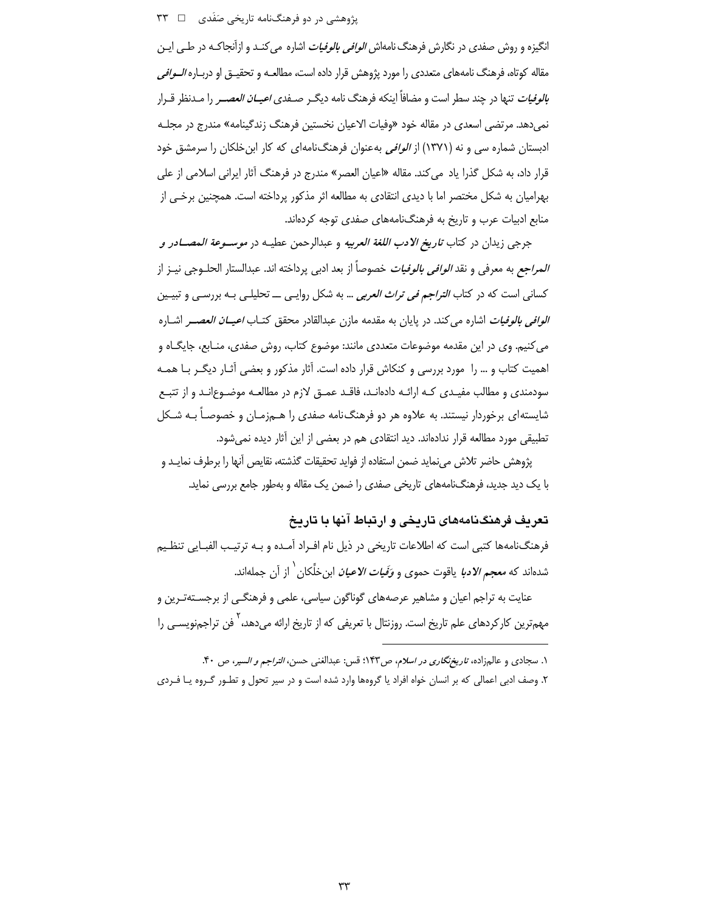انگیزه و روش صفدی در نگارش فرهنگ نامه‌اش *الوافی بالوفیات* اشاره می‌کند و ازآنجاکه در طی این مقاله کوتاه، فرهنگ نامه‌های متعددی را مورد پژوهش قرار داده است، مطالعه و تحقیق او درباره *الوافی بالوفیات* تنها در چند سطر است و مضافاً اینکه فرهنگ نامه دیگر صفدی *اعیان العصر* را مدنظر قرار نمی‌دهد. مرتضی اسعدی در مقاله خود «وفیات الاعیان نخستین فرهنگ زندگینامه» مندرج در مجله ادبستان شماره سی و نه (۱۳۷۱) از *الوافی* به‌عنوان فرهنگ‌نامه‌ای که کار ابن‌خلکان را سرمشق خود قرار داد، به شکل گذرا یاد می‌کند. مقاله «اعیان العصر» مندرج در فرهنگ آثار ایرانی اسلامی از علی بهرامیان به شکل مختصر اما با دیدی انتقادی به مطالعه اثر مذکور پرداخته است. همچنین برخی از منابع ادبیات عرب و تاریخ به فرهنگ‌نامه‌های صفدی توجه کرده‌اند.

جرجی زیدان در کتاب *تاریخ الادب اللغة العربیه* و عبدالرحمن عطیه در *موسوعة المصادر و المراجع* به معرفی و نقد *الوافی بالوفیات* خصوصاً از بعد ادبی پرداخته اند. عبدالستار الحلوجی نیز از کسانی است که در کتاب *التراجم فی تراث العربی* ... به شکل روایی ــ تحلیلی به بررسی و تبیین *الوافی بالوفیات* اشاره می‌کند. در پایان به مقدمه مازن عبدالقادر محقق کتاب *اعیان العصر* اشاره می‌کنیم. وی در این مقدمه موضوعات متعددی مانند: موضوع کتاب، روش صفدی، منابع، جایگاه و اهمیت کتاب و ... را مورد بررسی و کنکاش قرار داده است. آثار مذکور و بعضی آثار دیگر با همه سودمندی و مطالب مفیدی که ارائه داده‌اند، فاقد عمق لازم در مطالعه موضوع‌اند و از تتبع شایسته‌ای برخوردار نیستند. به علاوه هر دو فرهنگ‌نامه صفدی را هم‌زمان و خصوصاً به شکل تطبیقی مورد مطالعه قرار نداده‌اند. دید انتقادی هم در بعضی از این آثار دیده نمی‌شود.

پژوهش حاضر تلاش می‌نماید ضمن استفاده از فواید تحقیقات گذشته، نقایص آنها را برطرف نماید و با یک دید جدید، فرهنگ‌نامه‌های تاریخی صفدی را ضمن یک مقاله و به‌طور جامع بررسی نماید.

## تعریف فرهنگ‌نامه‌های تاریخی و ارتباط آنها با تاریخ

فرهنگ‌نامه‌ها کتبی است که اطلاعات تاریخی در ذیل نام افراد آمده و به ترتیب الفبایی تنظیم شده‌اند که *معجم الادبا* یاقوت حموی و *وَفَیات الاعیان* ابن‌خَلِّکان[1] از آن جمله‌اند.

عنایت به تراجم اعیان و مشاهیر عرصه‌های گوناگون سیاسی، علمی و فرهنگی از برجسته‌ترین و مهم‌ترین کارکردهای علم تاریخ است. روزنتال با تعریفی که از تاریخ ارائه می‌دهد،[2] فن تراجم‌نویسی را

---

۱. سجادی و عالم‌زاده، *تاریخ‌نگاری در اسلام*، ص۱۴۳؛ قس: عبدالغنی حسن، *التراجم و السیر*، ص ۴۰.

۲. وصف ادبی اعمالی که بر انسان خواه افراد یا گروه‌ها وارد شده است و در سیر تحول و تطور گروه یا فردی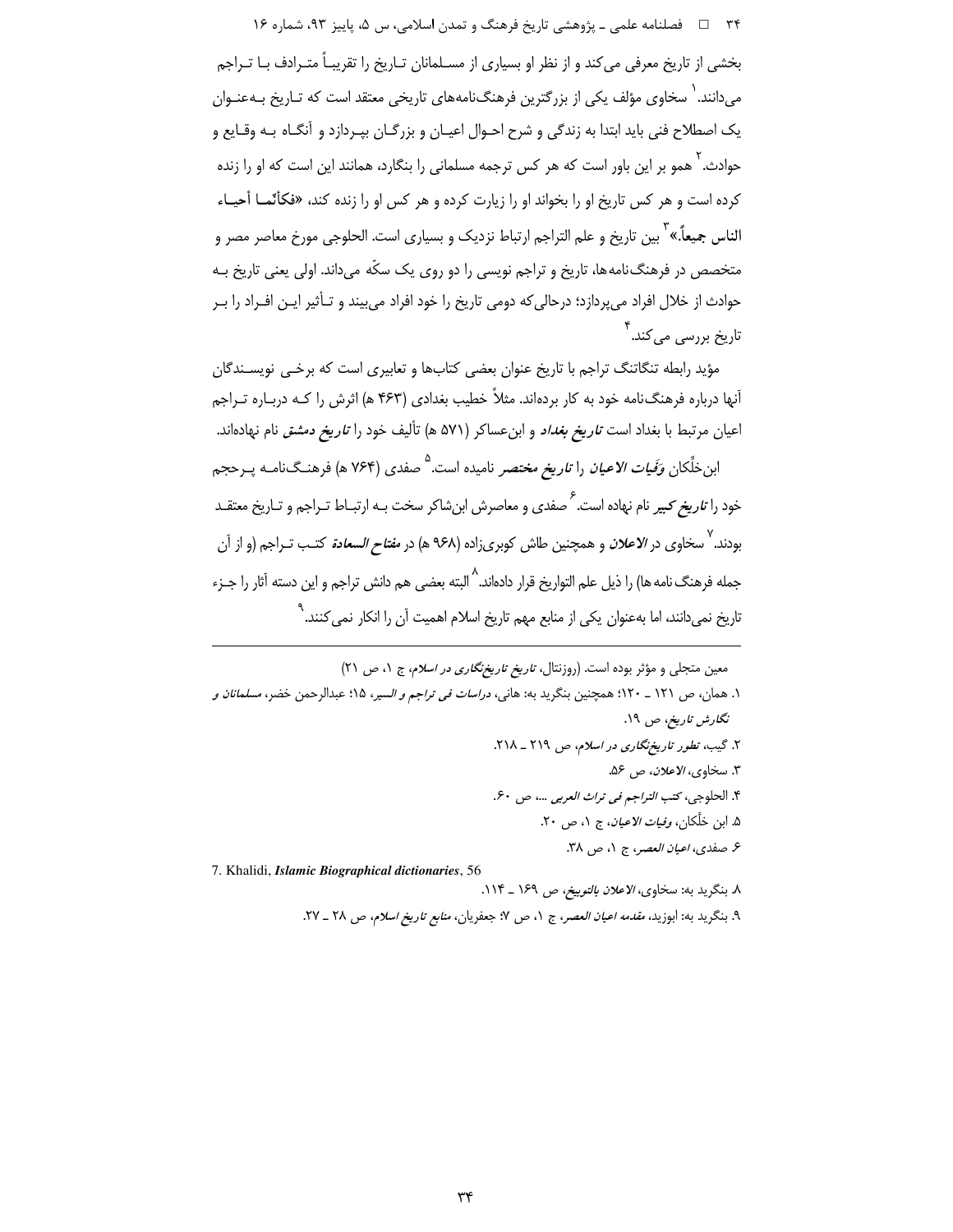بخشی از تاریخ معرفی می‌کند و از نظر او بسیاری از مسلمانان تاریخ را تقریباً مترادف با تراجم می‌دانند.[1] سخاوی مؤلف یکی از بزرگترین فرهنگ‌نامه‌های تاریخی معتقد است که تاریخ به‌عنوان یک اصطلاح فنی باید ابتدا به زندگی و شرح احوال اعیان و بزرگان بپردازد و آنگاه به وقایع و حوادث.[2] همو بر این باور است که هر کس ترجمه مسلمانی را بنگارد، همانند این است که او را زنده کرده است و هر کس تاریخ او را بخواند و او را زیارت کرده و هر کس او را زنده کند، **«فکأنّما أحیاء الناس جمیعاً.»**[3] بین تاریخ و علم التراجم ارتباط نزدیک و بسیاری است. الحلوجی مورخ معاصر مصر و متخصص در فرهنگ‌نامه‌ها، تاریخ و تراجم نویسی را دو روی یک سکّه می‌داند. اولی یعنی تاریخ به حوادث از خلال افراد می‌پردازد؛ درحالی‌که دومی تاریخ را خود افراد می‌بیند و تأثیر این افراد را بر تاریخ بررسی می‌کند.[4]

مؤید رابطه تنگاتنگ تراجم با تاریخ عنوان بعضی کتاب‌ها و تعابیری است که برخی نویسندگان آنها درباره فرهنگ‌نامه خود به کار برده‌اند. مثلاً خطیب بغدادی (۴۶۳ ه) اثرش را که درباره تراجم اعیان مرتبط با بغداد است ***تاریخ بغداد*** و ابن‌عساکر (۵۷۱ ه) تألیف خود را ***تاریخ دمشق*** نام نهاده‌اند.

ابن‌خلّکان ***وَفَیات الاعیان*** را ***تاریخ مختصر*** نامیده است.[5] صفدی (۷۶۴ ه) فرهنگ‌نامه پرحجم خود را ***تاریخ کبیر*** نام نهاده است.[6] صفدی و معاصرش ابن‌شاکر سخت به ارتباط تراجم و تاریخ معتقد بودند.[7] سخاوی در ***الاعلان*** و همچنین طاش کوبری‌زاده (۹۶۸ ه) در ***مفتاح السعادة*** کتب تراجم (و از آن جمله فرهنگ‌نامه‌ها) را ذیل علم التواریخ قرار داده‌اند.[8] البته بعضی هم دانش تراجم و این دسته آثار را جزء تاریخ نمی‌دانند، اما به‌عنوان یکی از منابع مهم تاریخ اسلام اهمیت آن را انکار نمی‌کنند.[9]

---

معین متجلی و مؤثر بوده است. (روزنتال، *تاریخ تاریخ‌نگاری در اسلام*، ج ۱، ص ۲۱)

۱. همان، ص ۱۲۱ ـ ۱۲۰؛ همچنین بنگرید به: هانی، *دراسات فی تراجم و السیر*، ۱۵؛ عبدالرحمن خضر، *مسلمانان و نگارش تاریخ*، ص ۱۹.

۲. گیب، *تطور تاریخ‌نگاری در اسلام*، ص ۲۱۹ ـ ۲۱۸.

۳. سخاوی، *الاعلان*، ص ۵۶.

۴. الحلوجی، *کتب التراجم فی تراث العربی ...*، ص ۶۰.

۵. ابن خلّکان، *وفیات الاعیان*، ج ۱، ص ۲۰.

۶. صفدی، *اعیان العصر*، ج ۱، ص ۳۸.

7. Khalidi, ***Islamic Biographical dictionaries***, 56

۸. بنگرید به: سخاوی، *الاعلان بالتوبیخ*، ص ۱۶۹ ـ ۱۱۴.

۹. بنگرید به: ابوزید، *مقدمه اعیان العصر*، ج ۱، ص ۷؛ جعفریان، *منابع تاریخ اسلام*، ص ۲۸ ـ ۲۷.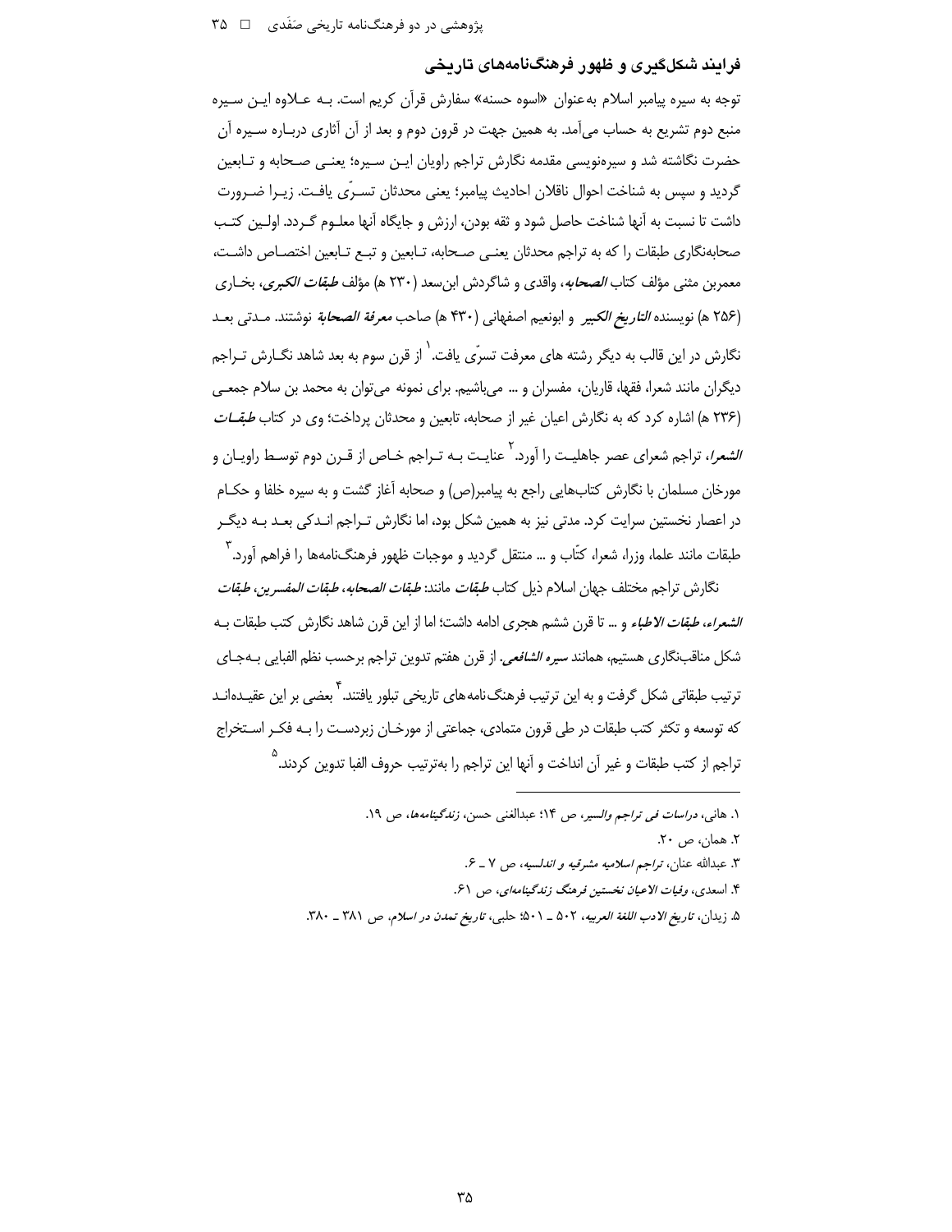## فرایند شکل‌گیری و ظهور فرهنگ‌نامه‌های تاریخی

توجه به سیره پیامبر اسلام به‌عنوان «اسوه حسنه» سفارش قرآن کریم است. بـه عـلاوه ایـن سـیره منبع دوم تشریع به حساب می‌آمد. به همین جهت در قرون دوم و بعد از آن آثاری دربـاره سـیره آن حضرت نگاشته شد و سیره‌نویسی مقدمه نگارش تراجم راویان ایـن سـیره؛ یعنـی صـحابه و تـابعین گردید و سپس به شناخت احوال ناقلان احادیث پیامبر؛ یعنی محدثان تسـرّی یافـت. زیـرا ضـرورت داشت تا نسبت به آنها شناخت حاصل شود و ثقه بودن، ارزش و جایگاه آنها معلـوم گـردد. اولـین کتـب صحابه‌نگاری طبقات را که به تراجم محدثان یعنـی صـحابه، تـابعین و تبـع تـابعین اختصـاص داشـت، معمربن مثنی مؤلف کتاب *الصحابه*، واقدی و شاگردش ابن‌سعد (۲۳۰ ه) مؤلف *طبقات الکبری*، بخـاری (۲۵۶ ه) نویسنده *التاریخ الکبیر* و ابونعیم اصفهانی (۴۳۰ ه) صاحب *معرفة الصحابة* نوشتند. مـدتی بعـد نگارش در این قالب به دیگر رشته های معرفت تسرّی یافت.[۱] از قرن سوم به بعد شاهد نگـارش تـراجم دیگران مانند شعرا، فقها، قاریان، مفسران و ... می‌باشیم. برای نمونه می‌توان به محمد بن سلام جمعـی (۲۳۶ ه) اشاره کرد که به نگارش اعیان غیر از صحابه، تابعین و محدثان پرداخت؛ وی در کتاب *طبقـات الشعرا*، تراجم شعرای عصر جاهلیـت را آورد.[۲] عنایـت بـه تـراجم خـاص از قـرن دوم توسـط راویـان و مورخان مسلمان با نگارش کتاب‌هایی راجع به پیامبر(ص) و صحابه آغاز گشت و به سیره خلفا و حکـام در اعصار نخستین سرایت کرد. مدتی نیز به همین شکل بود، اما نگارش تـراجم انـدکی بعـد بـه دیگـر طبقات مانند علما، وزرا، شعرا، کتّاب و ... منتقل گردید و موجبات ظهور فرهنگ‌نامه‌ها را فراهم آورد.[۳]

نگارش تراجم مختلف جهان اسلام ذیل کتاب *طبقات* مانند: *طبقات الصحابه*، *طبقات المفسرین*، *طبقات الشعراء*، *طبقات الاطباء* و ... تا قرن ششم هجری ادامه داشت؛ اما از این قرن شاهد نگارش کتب طبقات بـه شکل مناقب‌نگاری هستیم، همانند *سیره الشافعی*. از قرن هفتم تدوین تراجم برحسب نظم الفبایی بـه‌جـای ترتیب طبقاتی شکل گرفت و به این ترتیب فرهنگ‌نامه‌های تاریخی تبلور یافتند.[۴] بعضی بر این عقیـده‌انـد که توسعه و تکثر کتب طبقات در طی قرون متمادی، جماعتی از مورخـان زبردسـت را بـه فکـر اسـتخراج تراجم از کتب طبقات و غیر آن انداخت و آنها این تراجم را به‌ترتیب حروف الفبا تدوین کردند.[۵]

---

۱. هانی، *دراسات فی تراجم والسیر*، ص ۱۴؛ عبدالغنی حسن، *زندگینامه‌ها*، ص ۱۹.

۲. همان، ص ۲۰.

۳. عبدالله عنان، *تراجم اسلامیه مشرقیه و اندلسیه*، ص ۷ ـ ۶.

۴. اسعدی، *وفیات الاعیان نخستین فرهنگ زندگینامه‌ای*، ص ۶۱.

۵. زیدان، *تاریخ الادب اللغة العربیه*، ۵۰۲ ـ ۵۰۱؛ حلبی، *تاریخ تمدن در اسلام*، ص ۳۸۱ ـ ۳۸۰.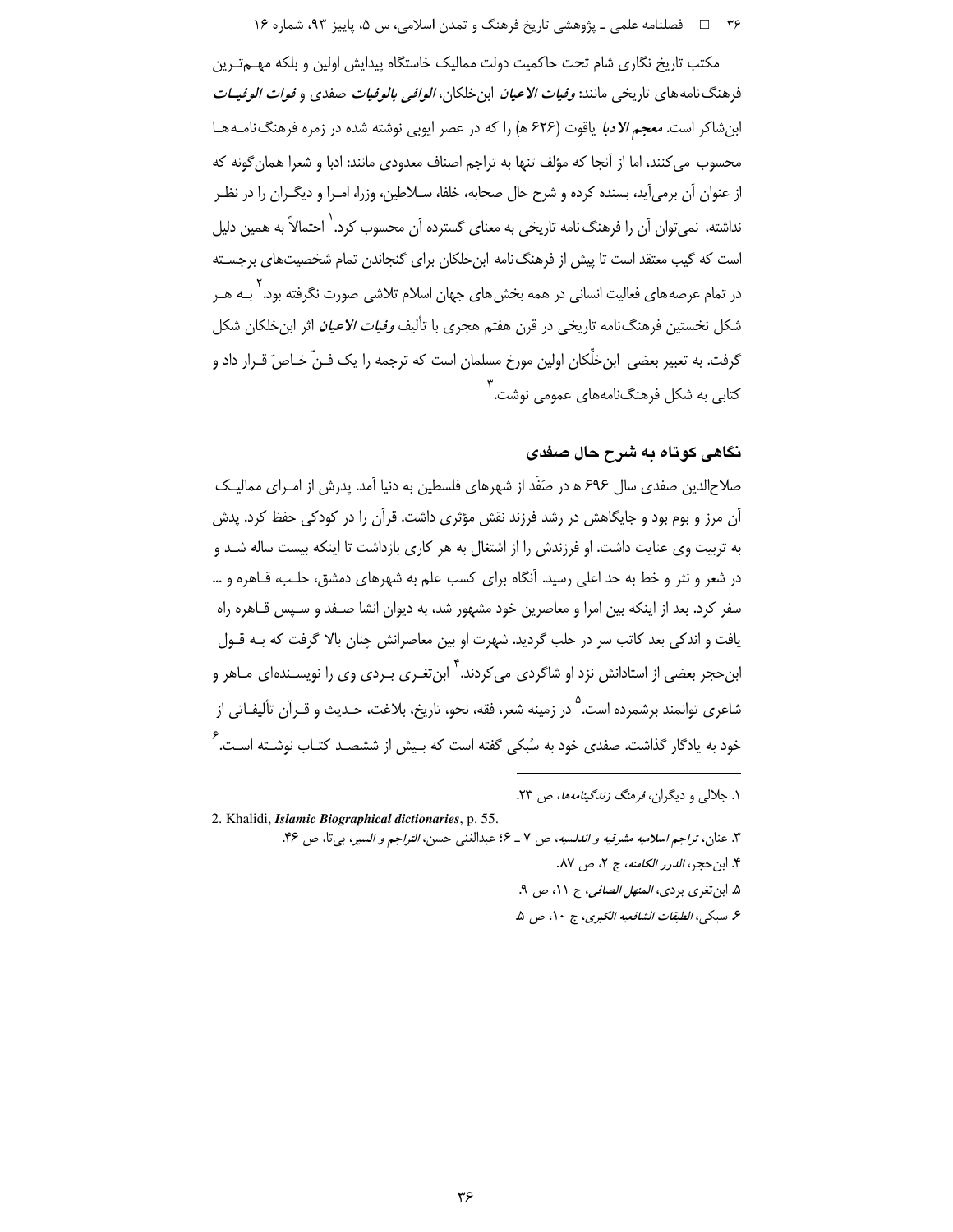مکتب تاریخ نگاری شام تحت حاکمیت دولت ممالیک خاستگاه پیدایش اولین و بلکه مهم‌ترین فرهنگ‌نامه‌های تاریخی مانند: ***وفیات الاعیان*** ابن‌خلکان، ***الوافی بالوفیات*** صفدی و ***فوات الوفیات*** ابن‌شاکر است. ***معجم الادبا*** یاقوت (۶۲۶ ه) را که در عصر ایوبی نوشته شده در زمره فرهنگ‌نامه‌ها محسوب می‌کنند، اما از آنجا که مؤلف تنها به تراجم اصناف معدودی مانند: ادبا و شعرا همان‌گونه که از عنوان آن برمی‌آید، بسنده کرده و شرح حال صحابه، خلفا، سلاطین، وزرا، امرا و دیگران را در نظر نداشته، نمی‌توان آن را فرهنگ‌نامه تاریخی به معنای گسترده آن محسوب کرد.[۱] احتمالاً به همین دلیل است که گیب معتقد است تا پیش از فرهنگ‌نامه ابن‌خلکان برای گنجاندن تمام شخصیت‌های برجسته در تمام عرصه‌های فعالیت انسانی در همه بخش‌های جهان اسلام تلاشی صورت نگرفته بود.[۲] به هر شکل نخستین فرهنگ‌نامه تاریخی در قرن هفتم هجری با تألیف ***وفیات الاعیان*** اثر ابن‌خلکان شکل گرفت. به تعبیر بعضی ابن‌خلِّکان اولین مورخ مسلمان است که ترجمه را یک فنّ خاصّ قرار داد و کتابی به شکل فرهنگ‌نامه‌های عمومی نوشت.[۳]

## نگاهی کوتاه به شرح حال صفدی

صلاح‌الدین صفدی سال ۶۹۶ ه در صَفَد از شهرهای فلسطین به دنیا آمد. پدرش از امرای ممالیک آن مرز و بوم بود و جایگاهش در رشد فرزند نقش مؤثری داشت. قرآن را در کودکی حفظ کرد. پدش به تربیت وی عنایت داشت. او فرزندش را از اشتغال به هر کاری بازداشت تا اینکه بیست ساله شد و در شعر و نثر و خط به حد اعلی رسید. آنگاه برای کسب علم به شهرهای دمشق، حلب، قاهره و ... سفر کرد. بعد از اینکه بین امرا و معاصرین خود مشهور شد، به دیوان انشا صفد و سپس قاهره راه یافت و اندکی بعد کاتب سر در حلب گردید. شهرت او بین معاصرانش چنان بالا گرفت که به قول ابن‌حجر بعضی از استادانش نزد او شاگردی می‌کردند.[۴] ابن‌تغری بردی وی را نویسنده‌ای ماهر و شاعری توانمند برشمرده است.[۵] در زمینه شعر، فقه، نحو، تاریخ، بلاغت، حدیث و قرآن تألیفاتی از خود به یادگار گذاشت. صفدی خود به سُبکی گفته است که بیش از ششصد کتاب نوشته است.[۶]

---

۱. جلالی و دیگران، *فرهنگ زندگینامه‌ها*، ص ۲۳.

2. Khalidi, ***Islamic Biographical dictionaries***, p. 55.

۳. عنان، *تراجم اسلامیه مشرقیه و اندلسیه*، ص ۷ ـ ۶؛ عبدالغنی حسن، *التراجم و السیر*، بی‌تا، ص ۴۶.

۴. ابن‌حجر، *الدرر الکامنه*، ج ۲، ص ۸۷.

۵. ابن‌تغری بردی، *المنهل الصافی*، ج ۱۱، ص ۹.

۶. سبکی، *الطبقات الشافعیه الکبری*، ج ۱۰، ص ۵.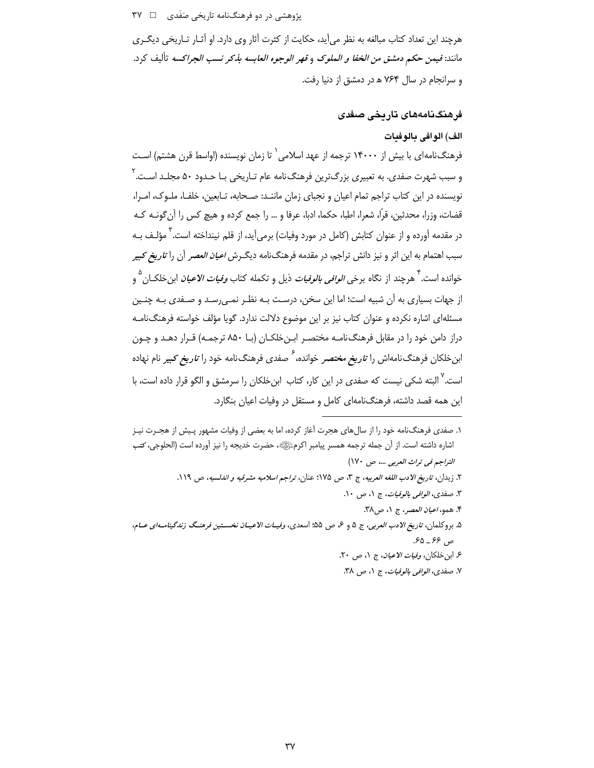هرچند این تعداد کتاب مبالغه به نظر می‌آید، حکایت از کثرت آثار وی دارد. او آثار تاریخی دیگری مانند: *فیمن حکم دمشق من الخفا و الملوک* و *قهر الوجوه العابسه بذکر نسب الجراکسه* تألیف کرد. و سرانجام در سال ۷۶۴ ه در دمشق از دنیا رفت.

## فرهنگ‌نامه‌های تاریخی صفدی

### الف) الوافی بالوفیات

فرهنگ‌نامه‌ای با بیش از ۱۴۰۰۰ ترجمه از عهد اسلامی[۱] تا زمان نویسنده (اواسط قرن هشتم) است و سبب شهرت صفدی. به تعبیری بزرگ‌ترین فرهنگ‌نامه عام تاریخی با حدود ۵۰ مجلد است.[۲] نویسنده در این کتاب تراجم تمام اعیان و نجبای زمان مانند: صحابه، تابعین، خلفا، ملوک، امرا، قضات، وزرا، محدثین، قرّا، شعرا، اطبا، حکما، ادبا، عرفا و ... را جمع کرده و هیچ کس را آن‌گونه که در مقدمه آورده و از عنوان کتابش (کامل در مورد وفیات) برمی‌آید، از قلم نینداخته است.[۳] مؤلف به سبب اهتمام به این اثر و نیز دانش تراجم، در مقدمه فرهنگ‌نامه دیگرش *اعیان العصر* آن را ***تاریخ کبیر*** خوانده است.[۴] هرچند از نگاه برخی *الوافی بالوفیات* ذیل و تکمله کتاب *وفیات الاعیان* ابن‌خلکان[۵] و از جهات بسیاری به آن شبیه است؛ اما این سخن، درست به نظر نمی‌رسد و صفدی به چنین مسئله‌ای اشاره نکرده و عنوان کتاب نیز بر این موضوع دلالت ندارد. گویا مؤلف خواسته فرهنگ‌نامه دراز دامن خود را در مقابل فرهنگ‌نامه مختصر ابن‌خلکان (با ۸۵۰ ترجمه) قرار دهد و چون ابن‌خلکان فرهنگ‌نامه‌اش را ***تاریخ مختصر*** خوانده،[۶] صفدی فرهنگ‌نامه خود را ***تاریخ کبیر*** نام نهاده است.[۷] البته شکی نیست که صفدی در این کار، کتاب ابن‌خلکان را سرمشق و الگو قرار داده است، با این همه قصد داشته، فرهنگ‌نامه‌ای کامل و مستقل در وفیات اعیان بنگارد.

---

۱. صفدی فرهنگ‌نامه خود را از سال‌های هجرت آغاز کرده، اما به بعضی از وفیات مشهور پیش از هجرت نیز اشاره داشته است. از آن جمله ترجمه همسر پیامبر اکرمﷺ، حضرت خدیجه را نیز آورده است (الحلوجی، *کتب التراجم فی تراث العربی* ...، ص ۱۷۰)

۲. زیدان، *تاریخ الادب اللغه العربیه*، ج ۳، ص ۱۷۵؛ عنان، *تراجم اسلامیه مشرقیه و اندلسیه*، ص ۱۱۹.

۳. صفدی، *الوافی بالوفیات*، ج ۱، ص ۱۰.

۴. همو، *اعیان العصر*، ج ۱، ص۳۸.

۵. بروکلمان، *تاریخ الادب العربی*، ج ۵ و ۶، ص ۵۵؛ اسعدی، *وفیات الاعیان نخستین فرهنگ زندگینامه‌ای عام*، ص ۶۶ ـ ۶۵.

۶. ابن‌خلکان، *وفیات الاعیان*، ج ۱، ص ۲۰.

۷. صفدی، *الوافی بالوفیات*، ج ۱، ص ۳۸.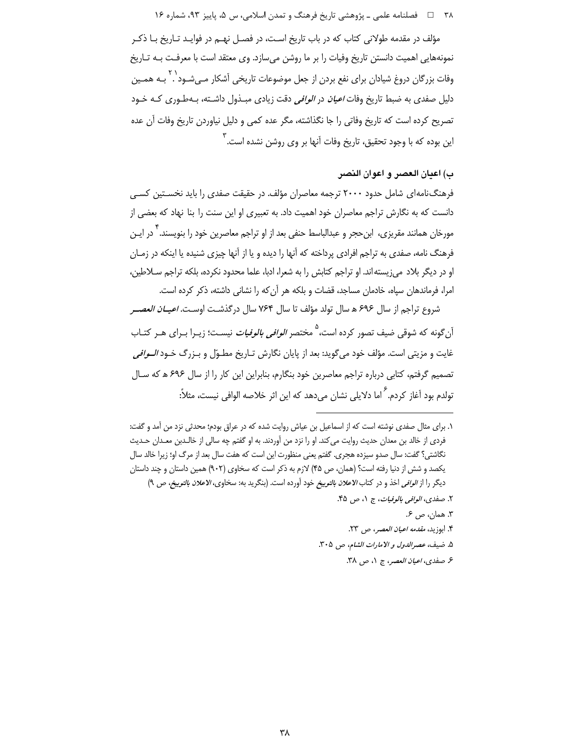مؤلف در مقدمه طولانی کتاب که در باب تاریخ است، در فصل نهم در فواید تاریخ با ذکر نمونه‌هایی اهمیت دانستن تاریخ وفیات را بر ما روشن می‌سازد. وی معتقد است با معرفت به تاریخ وفات بزرگان دروغ شیادان برای نفع بردن از جعل موضوعات تاریخی آشکار می‌شود.[۱][۲] به همین دلیل صفدی به ضبط تاریخ وفات *اعیان* در *الوافی* دقت زیادی مبذول داشته، به‌طوری که خود تصریح کرده است که تاریخ وفاتی را جا نگذاشته، مگر عده کمی و دلیل نیاوردن تاریخ وفات آن عده این بوده که با وجود تحقیق، تاریخ وفات آنها بر وی روشن نشده است.[۳]

## ب) اعیان العصر و اعوان النصر

فرهنگ‌نامه‌ای شامل حدود ۲۰۰۰ ترجمه معاصران مؤلف. در حقیقت صفدی را باید نخستین کسی دانست که به نگارش تراجم معاصران خود اهمیت داد. به تعبیری او این سنت را بنا نهاد که بعضی از مورخان همانند مقریزی، ابن‌حجر و عبدالباسط حنفی بعد از او تراجم معاصرین خود را بنویسند.[۴] در این فرهنگ نامه، صفدی به تراجم افرادی پرداخته که آنها را دیده و یا از آنها چیزی شنیده یا اینکه در زمان او در دیگر بلاد می‌زیسته‌اند. او تراجم کتابش را به شعرا، ادبا، علما محدود نکرده، بلکه تراجم سلاطین، امرا، فرماندهان سپاه، خادمان مساجد، قضات و بلکه هر آن‌که را نشانی داشته، ذکر کرده است.

شروع تراجم از سال ۶۹۶ ه سال تولد مؤلف تا سال ۷۶۴ سال درگذشت اوست. ***اعیان العصر*** آن‌گونه که شوقی ضیف تصور کرده است،[۵] مختصر ***الوافی بالوفیات*** نیست؛ زیرا برای هر کتاب غایت و مزیتی است. مؤلف خود می‌گوید: بعد از پایان نگارش تاریخ مطوّل و بزرگ خود ***الوافی*** تصمیم گرفتم، کتابی درباره تراجم معاصرین خود بنگارم، بنابراین این کار را از سال ۶۹۶ ه که سال تولدم بود آغاز کردم.[۶] اما دلایلی نشان می‌دهد که این اثر خلاصه الوافی نیست، مثلاً:

---

۱. برای مثال صفدی نوشته است که از اسماعیل بن عیاش روایت شده که در عراق بودم؛ محدثی نزد من آمد و گفت: فردی از خالد بن معدان حدیث روایت می‌کند. او را نزد من آوردند. به او گفتم چه سالی از خالدبن معدان حدیث نگاشتی؟ گفت: سال صدو سیزده هجری. گفتم یعنی منظورت این است که هفت سال بعد از مرگ او؛ زیرا خالد سال یکصد و شش از دنیا رفته است؟ (همان، ص ۴۵) لازم به ذکر است که سخاوی (۹۰۲) همین داستان و چند داستان دیگر را از *الوافی* اخذ و در کتاب *الاعلان بالتوبیخ* خود آورده است. (بنگرید به: سخاوی، *الاعلان بالتوبیخ*، ص ۹)

۲. صفدی، *الوافی بالوفیات*، ج ۱، ص ۴۵.

۳. همان، ص ۶.

۴. ابوزید، *مقدمه اعیان العصر*، ص ۲۳.

۵. ضیف، *عصرالدول و الامارات الشام*، ص ۳۰۵.

۶. صفدی، *اعیان العصر*، ج ۱، ص ۳۸.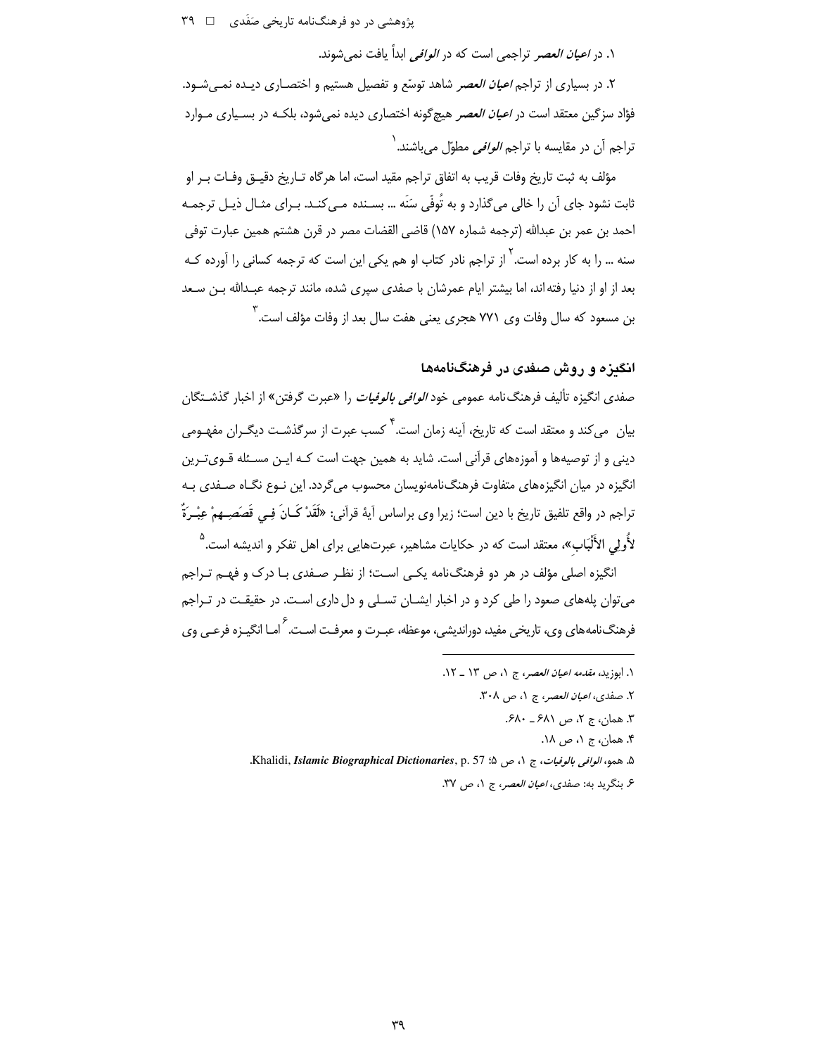۱. در *اعیان العصر* تراجمی است که در *الوافی* ابداً یافت نمی‌شوند.

۲. در بسیاری از تراجم *اعیان العصر* شاهد توسّع و تفصیل هستیم و اختصاری دیده نمی‌شود. فؤاد سزگین معتقد است در *اعیان العصر* هیچ‌گونه اختصاری دیده نمی‌شود، بلکه در بسیاری موارد تراجم آن در مقایسه با تراجم *الوافی* مطوّل می‌باشند.[1]

مؤلف به ثبت تاریخ وفات قریب به اتفاق تراجم مقید است، اما هرگاه تاریخ دقیق وفات بر او ثابت نشود جای آن را خالی می‌گذارد و به تُوفّی سَنَه ... بسنده می‌کند. برای مثال ذیل ترجمه احمد بن عمر بن عبدالله (ترجمه شماره ۱۵۷) قاضی القضات مصر در قرن هشتم همین عبارت توفی سنه ... را به کار برده است.[2] از تراجم نادر کتاب او هم یکی این است که ترجمه کسانی را آورده که بعد از او از دنیا رفته‌اند، اما بیشتر ایام عمرشان با صفدی سپری شده، مانند ترجمه عبدالله بن سعد بن مسعود که سال وفات وی ۷۷۱ هجری یعنی هفت سال بعد از وفات مؤلف است.[3]

## انگیزه و روش صفدی در فرهنگ‌نامه‌ها

صفدی انگیزه تألیف فرهنگ‌نامه عمومی خود *الوافی بالوفیات* را «عبرت گرفتن» از اخبار گذشتگان بیان می‌کند و معتقد است که تاریخ، آینه زمان است.[4] کسب عبرت از سرگذشت دیگران مفهومی دینی و از توصیه‌ها و آموزه‌های قرآنی است. شاید به همین جهت است که این مسئله قوی‌ترین انگیزه در میان انگیزه‌های متفاوت فرهنگ‌نامه‌نویسان محسوب می‌گردد. این نوع نگاه صفدی به تراجم در واقع تلفیق تاریخ با دین است؛ زیرا وی براساس آیهٔ قرآنی: «**لَقَدْ كَانَ فِي قَصَصِهِمْ عِبْرَةٌ لأُولِي الأَلْبَابِ**»، معتقد است که در حکایات مشاهیر، عبرت‌هایی برای اهل تفکر و اندیشه است.[5]

انگیزه اصلی مؤلف در هر دو فرهنگ‌نامه یکی است؛ از نظر صفدی با درک و فهم تراجم می‌توان پله‌های صعود را طی کرد و در اخبار ایشان تسلی و دل‌داری است. در حقیقت در تراجم فرهنگ‌نامه‌های وی، تاریخی مفید، دوراندیشی، موعظه، عبرت و معرفت است.[6] اما انگیزه فرعی وی

---

۱. ابوزید، *مقدمه اعیان العصر*، ج ۱، ص ۱۳ ـ ۱۲.

۲. صفدی، *اعیان العصر*، ج ۱، ص ۳۰۸.

۳. همان، ج ۲، ص ۶۸۱ ـ ۶۸۰.

۴. همان، ج ۱، ص ۱۸.

۵. همو، *الوافی بالوفیات*، ج ۱، ص ۵؛ Khalidi, ***Islamic Biographical Dictionaries***, p. 57.

۶. بنگرید به: صفدی، *اعیان العصر*، ج ۱، ص ۳۷.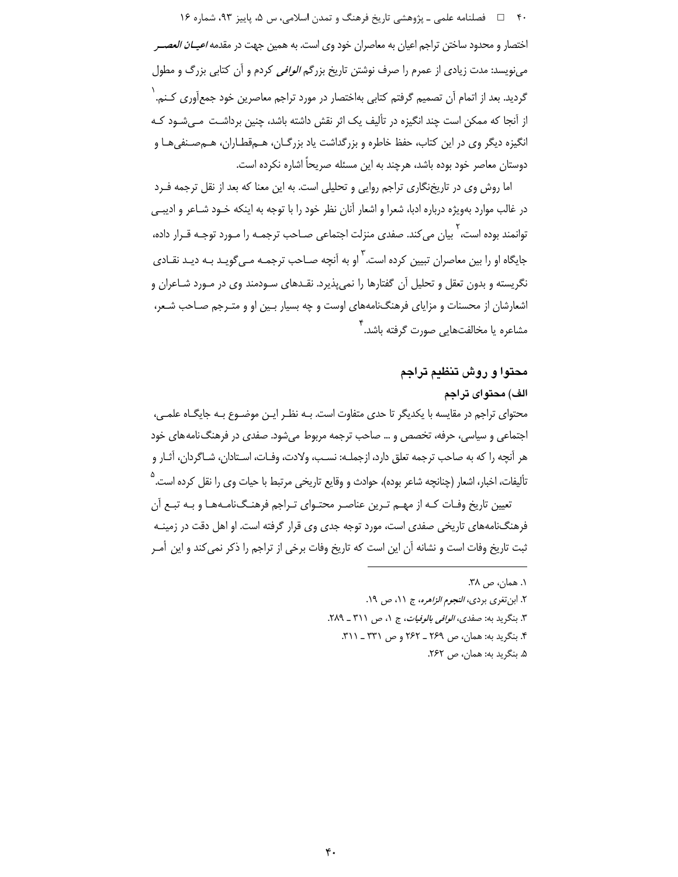اختصار و محدود ساختن تراجم اعیان به معاصران خود وی است. به همین جهت در مقدمه *اعیان العصر* می‌نویسد: مدت زیادی از عمرم را صرف نوشتن تاریخ بزرگم *الوافی* کردم و آن کتابی بزرگ و مطول گردید. بعد از اتمام آن تصمیم گرفتم کتابی به‌اختصار در مورد تراجم معاصرین خود جمع‌آوری کنم.[1] از آنجا که ممکن است چند انگیزه در تألیف یک اثر نقش داشته باشد، چنین برداشت می‌شود که انگیزه دیگر وی در این کتاب، حفظ خاطره و بزرگداشت یاد بزرگان، هم‌قطاران، هم‌صنفی‌ها و دوستان معاصر خود بوده باشد، هرچند به این مسئله صریحاً اشاره نکرده است.

اما روش وی در تاریخ‌نگاری تراجم روایی و تحلیلی است. به این معنا که بعد از نقل ترجمه فرد در غالب موارد به‌ویژه درباره ادبا، شعرا و اشعار آنان نظر خود را با توجه به اینکه خود شاعر و ادیبی توانمند بوده است،[2] بیان می‌کند. صفدی منزلت اجتماعی صاحب ترجمه را مورد توجه قرار داده، جایگاه او را بین معاصران تبیین کرده است.[3] او به آنچه صاحب ترجمه می‌گوید به دید نقادی نگریسته و بدون تعقل و تحلیل آن گفتارها را نمی‌پذیرد. نقدهای سودمند وی در مورد شاعران و اشعارشان از محسنات و مزایای فرهنگ‌نامه‌های اوست و چه بسیار بین او و مترجم صاحب شعر، مشاعره یا مخالفت‌هایی صورت گرفته باشد.[4]

## محتوا و روش تنظیم تراجم

### الف) محتوای تراجم

محتوای تراجم در مقایسه با یکدیگر تا حدی متفاوت است. به نظر این موضوع به جایگاه علمی، اجتماعی و سیاسی، حرفه، تخصص و ... صاحب ترجمه مربوط می‌شود. صفدی در فرهنگ‌نامه‌های خود هر آنچه را که به صاحب ترجمه تعلق دارد، ازجمله: نسب، ولادت، وفات، استادان، شاگردان، آثار و تألیفات، اخبار، اشعار (چنانچه شاعر بوده)، حوادث و وقایع تاریخی مرتبط با حیات وی را نقل کرده است.[5]

تعیین تاریخ وفات که از مهم ترین عناصر محتوای تراجم فرهنگ‌نامه‌ها و به تبع آن فرهنگ‌نامه‌های تاریخی صفدی است، مورد توجه جدی وی قرار گرفته است. او اهل دقت در زمینه ثبت تاریخ وفات است و نشانه آن این است که تاریخ وفات برخی از تراجم را ذکر نمی‌کند و این امر

---

۱. همان، ص ۳۸.

۲. ابن‌تغری بردی، *النجوم الزاهره*، ج ۱۱، ص ۱۹.

۳. بنگرید به: صفدی، *الوافی بالوفیات*، ج ۱، ص ۳۱۱ ـ ۲۸۹.

۴. بنگرید به: همان، ص ۲۶۹ ـ ۲۶۲ و ص ۳۳۱ ـ ۳۱۱.

۵. بنگرید به: همان، ص ۲۶۲.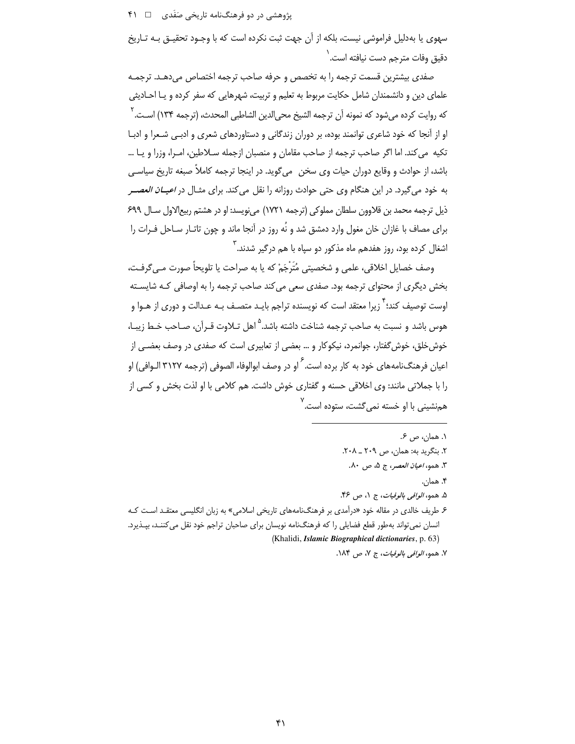سهوی یا به‌دلیل فراموشی نیست، بلکه از آن جهت ثبت نکرده است که با وجود تحقیق به تاریخ دقیق وفات مترجم دست نیافته است.[1]

صفدی بیشترین قسمت ترجمه را به تخصص و حرفه صاحب ترجمه اختصاص می‌دهد. ترجمه علمای دین و دانشمندان شامل حکایت مربوط به تعلیم و تربیت، شهرهایی که سفر کرده و یا احادیثی که روایت کرده می‌شود که نمونه آن ترجمه الشیخ محی‌الدین الشاطبی المحدث، (ترجمه ۱۳۴) است.[2] او از آنجا که خود شاعری توانمند بوده، بر دوران زندگانی و دستاوردهای شعری و ادبی شعرا و ادبا تکیه می‌کند. اما اگر صاحب ترجمه از صاحب مقامان و منصبان ازجمله سلاطین، امرا، وزرا و یا ... باشد، از حوادث و وقایع دوران حیات وی سخن می‌گوید. در اینجا ترجمه کاملاً صبغه تاریخ سیاسی به خود می‌گیرد. در این هنگام وی حتی حوادث روزانه را نقل می‌کند. برای مثال در *اعیان العصر* ذیل ترجمه محمد بن قلاوون سلطان مملوکی (ترجمه ۱۷۲۱) می‌نویسد: او در هشتم ربیع‌الاول سال ۶۹۹ برای مصاف با غازان خان مغول وارد دمشق شد و نُه روز در آنجا ماند و چون تاتار ساحل فرات را اشغال کرده بود، روز هفدهم ماه مذکور دو سپاه با هم درگیر شدند.[3]

وصف خصایل اخلاقی، علمی و شخصیتی مُتَرْجَمْ که یا به صراحت یا تلویحاً صورت می‌گرفت، بخش دیگری از محتوای ترجمه بود. صفدی سعی می‌کند صاحب ترجمه را به اوصافی که شایسته اوست توصیف کند؛[4] زیرا معتقد است که نویسنده تراجم باید متصف به عدالت و دوری از هوا و هوس باشد و نسبت به صاحب ترجمه شناخت داشته باشد.[5] اهل تلاوت قرآن، صاحب خط زیبا، خوش‌خلق، خوش‌گفتار، جوانمرد، نیکوکار و ... بعضی از تعابیری است که صفدی در وصف بعضی از اعیان فرهنگ‌نامه‌های خود به کار برده است.[6] او در وصف ابوالوفاء الصوفی (ترجمه ۳۱۲۷ الوافی) او را با جملاتی مانند: وی اخلاقی حسنه و گفتاری خوش داشت. هم کلامی با او لذت بخش و کسی از هم‌نشینی با او خسته نمی‌گشت، ستوده است.[7]

---

۱. همان، ص ۶.

۲. بنگرید به: همان، ص ۲۰۹ ـ ۲۰۸.

۳. همو، *اعیان العصر*، ج ۵، ص ۸۰.

۴. همان.

۵. همو، *الوافی بالوفیات*، ج ۱، ص ۴۶.

۶. طریف خالدی در مقاله خود «درآمدی بر فرهنگ‌نامه‌های تاریخی اسلامی» به زبان انگلیسی معتقد است که انسان نمی‌تواند به‌طور قطع فضایلی را که فرهنگ‌نامه نویسان برای صاحبان تراجم خود نقل می‌کنند، بپذیرد. (Khalidi, ***Islamic Biographical dictionaries***, p. 63)

۷. همو، *الوافی بالوفیات*، ج ۷، ص ۱۸۴.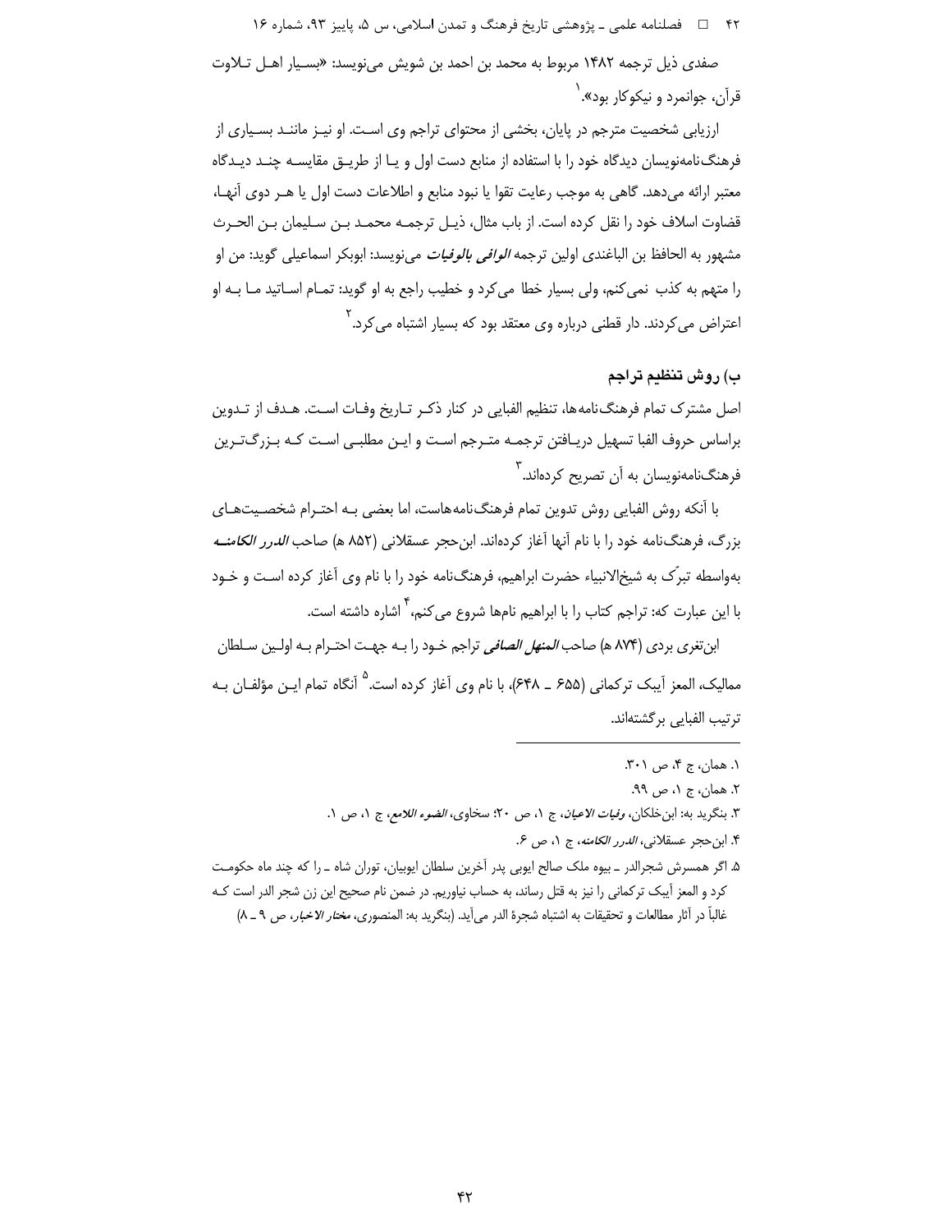صفدی ذیل ترجمه ۱۴۸۲ مربوط به محمد بن احمد بن شویش می‌نویسد: «بسیار اهل تلاوت قرآن، جوانمرد و نیکوکار بود».[۱]

ارزیابی شخصیت مترجم در پایان، بخشی از محتوای تراجم وی است. او نیز مانند بسیاری از فرهنگ‌نامه‌نویسان دیدگاه خود را با استفاده از منابع دست اول و یا از طریق مقایسه چند دیدگاه معتبر ارائه می‌دهد. گاهی به موجب رعایت تقوا یا نبود منابع و اطلاعات دست اول یا هر دوی آنها، قضاوت اسلاف خود را نقل کرده است. از باب مثال، ذیل ترجمه محمد بن سلیمان بن الحرث مشهور به الحافظ بن الباغندی اولین ترجمه *الوافی بالوفیات* می‌نویسد: ابوبکر اسماعیلی گوید: من او را متهم به کذب نمی‌کنم، ولی بسیار خطا می‌کرد و خطیب راجع به او گوید: تمام اساتید ما به او اعتراض می‌کردند. دار قطنی درباره وی معتقد بود که بسیار اشتباه می‌کرد.[۲]

## ب) روش تنظیم تراجم

اصل مشترک تمام فرهنگ‌نامه‌ها، تنظیم الفبایی در کنار ذکر تاریخ وفات است. هدف از تدوین براساس حروف الفبا تسهیل دریافتن ترجمه مترجم است و این مطلبی است که بزرگ‌ترین فرهنگ‌نامه‌نویسان به آن تصریح کرده‌اند.[۳]

با آنکه روش الفبایی روش تدوین تمام فرهنگ‌نامه‌هاست، اما بعضی به احترام شخصیت‌های بزرگ، فرهنگ‌نامه خود را با نام آنها آغاز کرده‌اند. ابن‌حجر عسقلانی (۸۵۲ هـ) صاحب *الدرر الکامنه* به‌واسطه تبرّک به شیخ‌الانبیاء حضرت ابراهیم، فرهنگ‌نامه خود را با نام وی آغاز کرده است و خود با این عبارت که: تراجم کتاب را با ابراهیم نامها شروع می‌کنم،[۴] اشاره داشته است.

ابن‌تغری بردی (۸۷۴ هـ) صاحب *المنهل الصافی* تراجم خود را به جهت احترام به اولین سلطان ممالیک، المعز آیبک ترکمانی (۶۵۵ ـ ۶۴۸)، با نام وی آغاز کرده است.[۵] آنگاه تمام این مؤلفان به ترتیب الفبایی برگشته‌اند.

---

۱. همان، ج ۴، ص ۳۰۱.

۲. همان، ج ۱، ص ۹۹.

۳. بنگرید به: ابن‌خلکان، *وفیات الاعیان*، ج ۱، ص ۲۰؛ سخاوی، *الضوء اللامع*، ج ۱، ص ۱.

۴. ابن‌حجر عسقلانی، *الدرر الکامنه*، ج ۱، ص ۶.

۵. اگر همسرش شجرالدر ـ بیوه ملک صالح ایوبی پدر آخرین سلطان ایوبیان، توران شاه ـ را که چند ماه حکومت کرد و المعز آیبک ترکمانی را نیز به قتل رساند، به حساب نیاوریم. در ضمن نام صحیح این زن شجر الدر است که غالباً در آثار مطالعات و تحقیقات به اشتباه شجرة الدر می‌آید. (بنگرید به: المنصوری، *مختار الاخبار*، ص ۹ ـ ۸)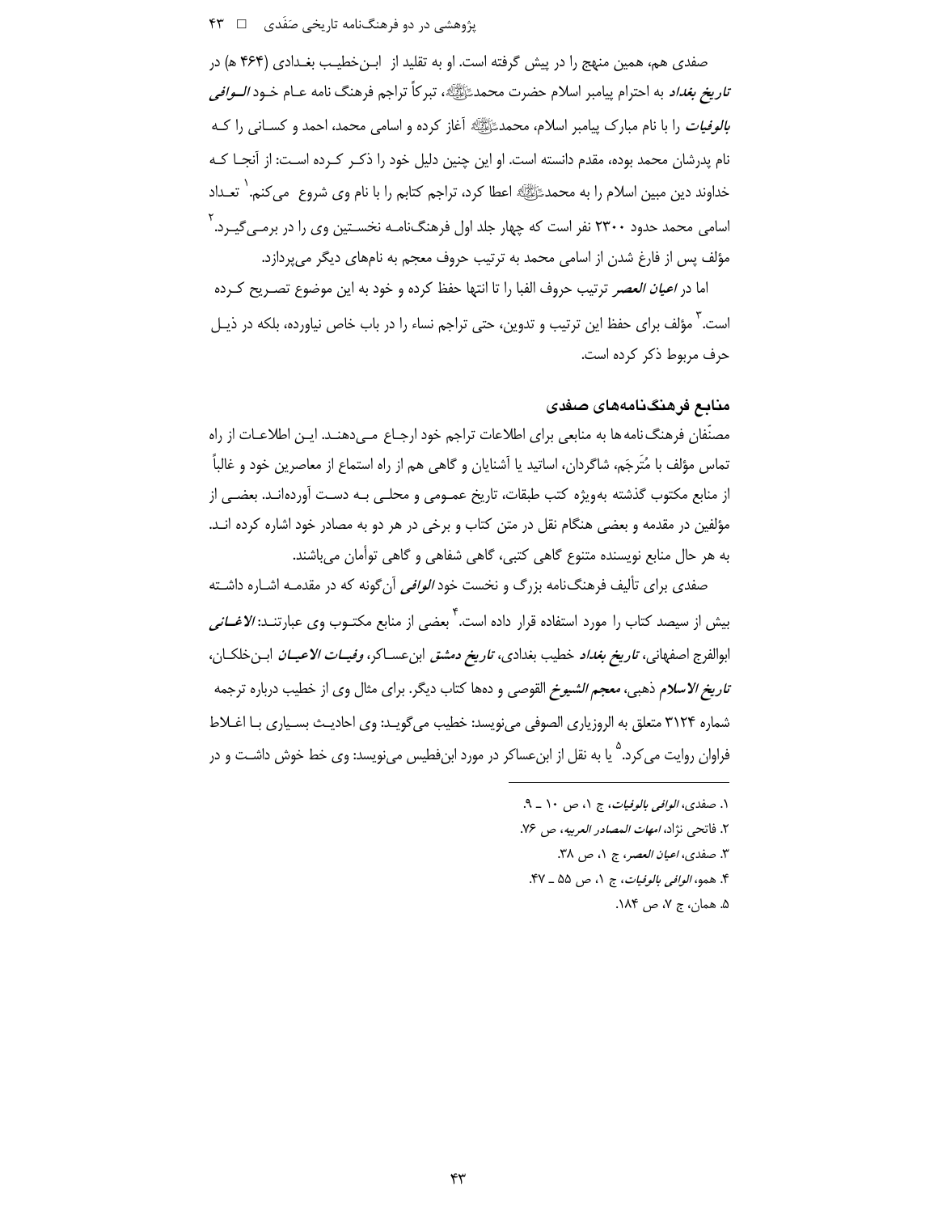صفدی هم، همین منهج را در پیش گرفته است. او به تقلید از ابن‌خطیب بغدادی (۴۶۴ ه) در *تاریخ بغداد* به احترام پیامبر اسلام حضرت محمدﷺ، تبرکاً تراجم فرهنگ نامه عام خود *الوافی بالوفیات* را با نام مبارک پیامبر اسلام، محمدﷺ آغاز کرده و اسامی محمد، احمد و کسانی را که نام پدرشان محمد بوده، مقدم دانسته است. او این چنین دلیل خود را ذکر کرده است: از آنجا که خداوند دین مبین اسلام را به محمدﷺ اعطا کرد، تراجم کتابم را با نام وی شروع می‌کنم.[۱] تعداد اسامی محمد حدود ۲۳۰۰ نفر است که چهار جلد اول فرهنگ‌نامه نخستین وی را در برمی‌گیرد.[۲] مؤلف پس از فارغ شدن از اسامی محمد به ترتیب حروف معجم به نامهای دیگر می‌پردازد.

اما در *اعیان العصر* ترتیب حروف الفبا را تا انتها حفظ کرده و خود به این موضوع تصریح کرده است.[۳] مؤلف برای حفظ این ترتیب و تدوین، حتی تراجم نساء را در باب خاص نیاورده، بلکه در ذیل حرف مربوط ذکر کرده است.

## منابع فرهنگ‌نامه‌های صفدی

مصنّفان فرهنگ‌نامه‌ها به منابعی برای اطلاعات تراجم خود ارجاع می‌دهند. این اطلاعات از راه تماس مؤلف با مُتَرجَم، شاگردان، اساتید یا آشنایان و گاهی هم از راه استماع از معاصرین خود و غالباً از منابع مکتوب گذشته به‌ویژه کتب طبقات، تاریخ عمومی و محلی به دست آورده‌اند. بعضی از مؤلفین در مقدمه و بعضی هنگام نقل در متن کتاب و برخی در هر دو به مصادر خود اشاره کرده اند. به هر حال منابع نویسنده متنوع گاهی کتبی، گاهی شفاهی و گاهی توأمان می‌باشند.

صفدی برای تألیف فرهنگ‌نامه بزرگ و نخست خود *الوافی* آن‌گونه که در مقدمه اشاره داشته بیش از سیصد کتاب را مورد استفاده قرار داده است.[۴] بعضی از منابع مکتوب وی عبارتند: *الاغانی* ابوالفرج اصفهانی، *تاریخ بغداد* خطیب بغدادی، *تاریخ دمشق* ابن‌عساکر، *وفیات الاعیان* ابن‌خلکان، *تاریخ الاسلام* ذهبی، *معجم الشیوخ* القوصی و دهها کتاب دیگر. برای مثال وی از خطیب درباره ترجمه شماره ۳۱۲۴ متعلق به الروزباری الصوفی می‌نویسد: خطیب می‌گوید: وی احادیث بسیاری با اغلاط فراوان روایت می‌کرد.[۵] یا به نقل از ابن‌عساکر در مورد ابن‌فطیس می‌نویسد: وی خط خوش داشت و در

---

۱. صفدی، *الوافی بالوفیات*، ج ۱، ص ۱۰ ـ ۹.
۲. فاتحی نژاد، *امهات المصادر العربیه*، ص ۷۶.
۳. صفدی، *اعیان العصر*، ج ۱، ص ۳۸.
۴. همو، *الوافی بالوفیات*، ج ۱، ص ۵۵ ـ ۴۷.
۵. همان، ج ۷، ص ۱۸۴.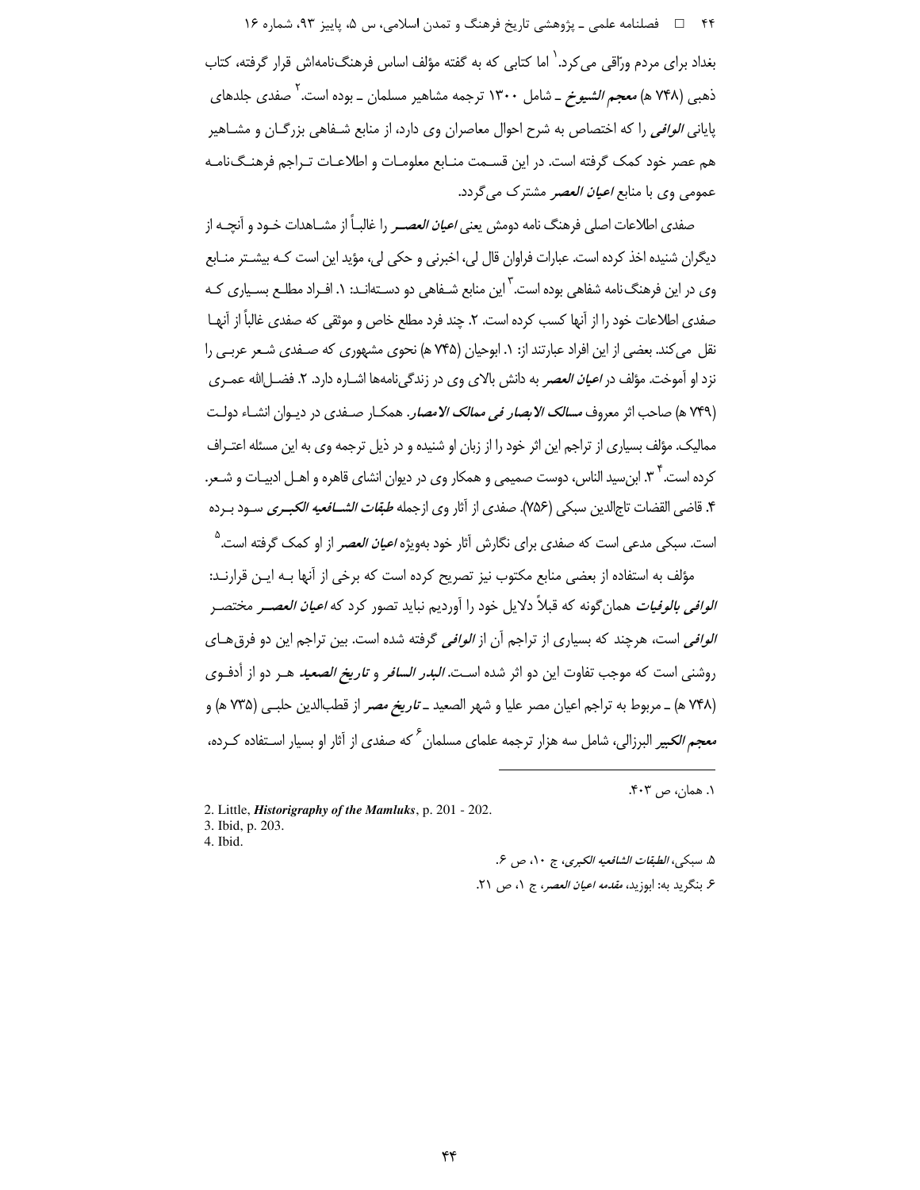بغداد برای مردم ورّاقی می‌کرد.[1] اما کتابی که به گفته مؤلف اساس فرهنگ‌نامه‌اش قرار گرفته، کتاب ذهبی (۷۴۸ ه) *معجم الشیوخ* ـ شامل ۱۳۰۰ ترجمه مشاهیر مسلمان ـ بوده است.[2] صفدی جلدهای پایانی *الوافی* را که اختصاص به شرح احوال معاصران وی دارد، از منابع شفاهی بزرگان و مشاهیر هم عصر خود کمک گرفته است. در این قسمت منابع معلومات و اطلاعات تراجم فرهنگ‌نامه عمومی وی با منابع *اعیان العصر* مشترک می‌گردد.

صفدی اطلاعات اصلی فرهنگ نامه دومش یعنی *اعیان العصر* را غالباً از مشاهدات خود و آنچه از دیگران شنیده اخذ کرده است. عبارات فراوان قال لی، اخبرنی و حکی لی، مؤید این است که بیشتر منابع وی در این فرهنگ‌نامه شفاهی بوده است.[3] این منابع شفاهی دو دسته‌اند: ۱. افراد مطلع بسیاری که صفدی اطلاعات خود را از آنها کسب کرده است. ۲. چند فرد مطلع خاص و موثقی که صفدی غالباً از آنها نقل می‌کند. بعضی از این افراد عبارتند از: ۱. ابوحیان (۷۴۵ ه) نحوی مشهوری که صفدی شعر عربی را نزد او آموخت. مؤلف در *اعیان العصر* به دانش بالای وی در زندگی‌نامه‌ها اشاره دارد. ۲. فضل‌الله عمری (۷۴۹ ه) صاحب اثر معروف *مسالک الابصار فی ممالک الامصار*. همکار صفدی در دیوان انشاء دولت ممالیک. مؤلف بسیاری از تراجم این اثر خود را از زبان او شنیده و در ذیل ترجمه وی به این مسئله اعتراف کرده است.[4] ۳. ابن‌سید الناس، دوست صمیمی و همکار وی در دیوان انشای قاهره و اهل ادبیات و شعر. ۴. قاضی القضات تاج‌الدین سبکی (۷۵۶). صفدی از آثار وی ازجمله *طبقات الشافعیه الکبری* سود برده است. سبکی مدعی است که صفدی برای نگارش آثار خود به‌ویژه *اعیان العصر* از او کمک گرفته است.[5]

مؤلف به استفاده از بعضی منابع مکتوب نیز تصریح کرده است که برخی از آنها به این قرارند: *الوافی بالوفیات* همان‌گونه که قبلاً دلایل خود را آوردیم نباید تصور کرد که *اعیان العصر* مختصر *الوافی* است، هرچند که بسیاری از تراجم آن از *الوافی* گرفته شده است. بین تراجم این دو فرق‌های روشنی است که موجب تفاوت این دو اثر شده است. *البدر السافر* و *تاریخ الصعید* هر دو از أدفوی (۷۴۸ ه) ـ مربوط به تراجم اعیان مصر علیا و شهر الصعید ـ *تاریخ مصر* از قطب‌الدین حلبی (۷۳۵ ه) و *معجم الکبیر* البرزالی، شامل سه هزار ترجمه علمای مسلمان[6] که صفدی از آثار او بسیار استفاده کرده،

---

۱. همان، ص ۴۰۳.

2. Little, ***Historigraphy of the Mamluks***, p. 201 - 202.

3. Ibid, p. 203.

4. Ibid.

۵. سبکی، *الطبقات الشافعیه الکبری*، ج ۱۰، ص ۶.

۶. بنگرید به: ابوزید، *مقدمه اعیان العصر*، ج ۱، ص ۲۱.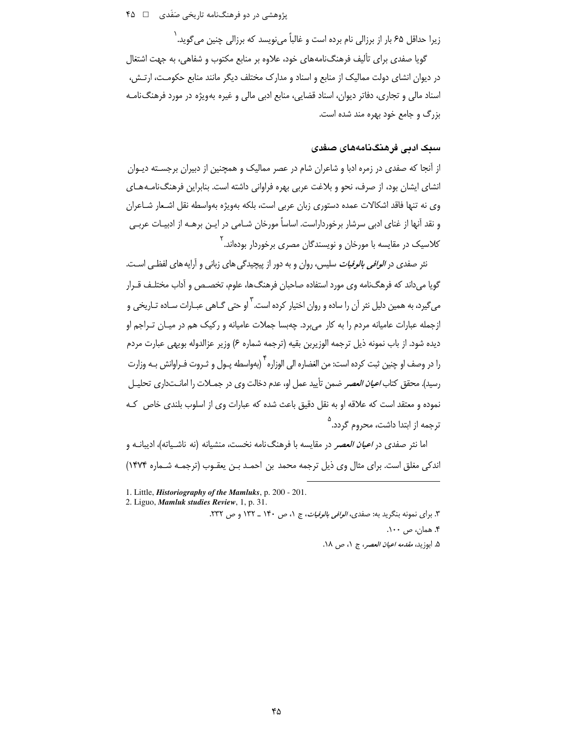زیرا حداقل ۶۵ بار از برزالی نام برده است و غالباً می‌نویسد که برزالی چنین می‌گوید.[۱]

گویا صفدی برای تألیف فرهنگ‌نامه‌های خود، علاوه بر منابع مکتوب و شفاهی، به جهت اشتغال در دیوان انشای دولت ممالیک از منابع و اسناد و مدارک مختلف دیگر مانند منابع حکومت، ارتش، اسناد مالی و تجاری، دفاتر دیوان، اسناد قضایی، منابع ادبی مالی و غیره به‌ویژه در مورد فرهنگ‌نامه بزرگ و جامع خود بهره مند شده است.

## سبک ادبی فرهنگ‌نامه‌های صفدی

از آنجا که صفدی در زمره ادبا و شاعران شام در عصر ممالیک و همچنین از دبیران برجسته دیوان انشای ایشان بود، از صرف، نحو و بلاغت عربی بهره فراوانی داشته است. بنابراین فرهنگ‌نامه‌های وی نه تنها فاقد اشکالات عمده دستوری زبان عربی است، بلکه به‌ویژه به‌واسطه نقل اشعار شاعران و نقد آنها از غنای ادبی سرشار برخورداراست. اساساً مورخان شامی در این برهه از ادبیات عربی کلاسیک در مقایسه با مورخان و نویسندگان مصری برخوردار بوده‌اند.[۲]

نثر صفدی در *الوافی بالوفیات* سلیس، روان و به دور از پیچیدگی‌های زبانی و آرایه‌های لفظی است. گویا می‌داند که فرهگ‌نامه وی مورد استفاده صاحبان فرهنگ‌ها، علوم، تخصص و آداب مختلف قرار می‌گیرد، به همین دلیل نثر آن را ساده و روان اختیار کرده است.[۳] او حتی گاهی عبارات ساده تاریخی و ازجمله عبارات عامیانه مردم را به کار می‌برد. چه‌بسا جملات عامیانه و رکیک هم در میان تراجم او دیده شود. از باب نمونه ذیل ترجمه الوزیربن بقیه (ترجمه شماره ۶) وزیر عزالدوله بویهی عبارت مردم را در وصف او چنین ثبت کرده است: من الغضاره الی الوزاره[۴] (به‌واسطه پول و ثروت فراوانش به وزارت رسید). محقق کتاب *اعیان العصر* ضمن تأیید عمل او، عدم دخالت وی در جملات را امانت‌داری تحلیل نموده و معتقد است که علاقه او به نقل دقیق باعث شده که عبارات وی از اسلوب بلندی خاص که ترجمه از ابتدا داشت، محروم گردد.[۵]

اما نثر صفدی در *اعیان العصر* در مقایسه با فرهنگ‌نامه نخست، منشیانه (نه ناشیاته)، ادیبانه و اندکی مغلق است. برای مثال وی ذیل ترجمه محمد بن احمد بن یعقوب (ترجمه شماره ۱۴۷۴)

---

1. Little, ***Historiography of the Mamluks***, p. 200 - 201.
2. Liguo, ***Mamluk studies Review***, 1, p. 31.

۳. برای نمونه بنگرید به: صفدی، *الوافی بالوفیات*، ج ۱، ص ۱۴۰ ـ ۱۳۲ و ص ۲۳۲.

۴. همان، ص ۱۰۰.

۵. ابوزید، *مقدمه اعیان العصر*، ج ۱، ص ۱۸.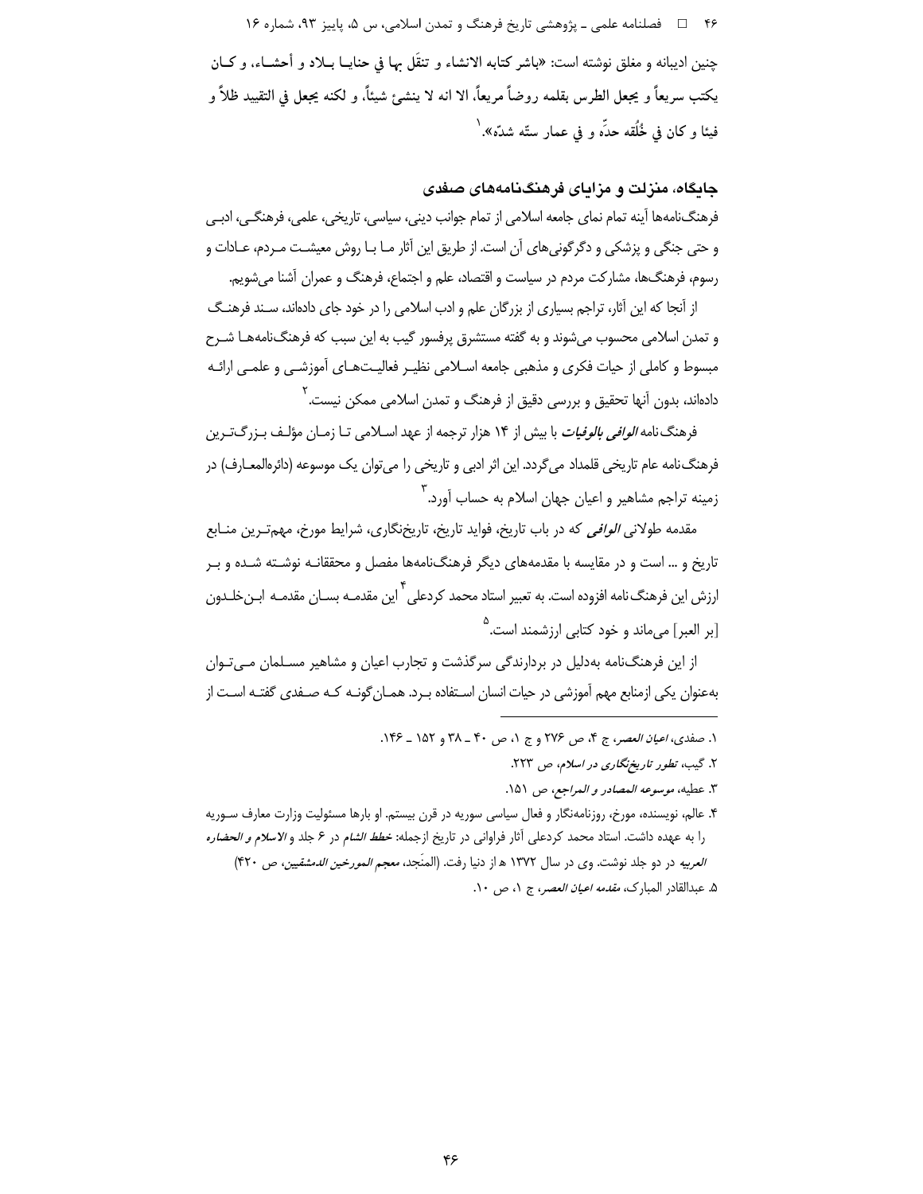چنین ادیبانه و مغلق نوشته است: «باشر کتابه الانشاء و تنقَل بها فی حنایا بلاد و أحشاء، و کان یکتب سریعاً و یجعل الطرس بقلمه روضاً مریعاً، الا انه لا ینشئ شیئاً، و لکنه یجعل فی التقیید ظلاً و فیئا و کان فی خُلقه حدّة و فی عمار ستّه شدّة».[1]

## جایگاه، منزلت و مزایای فرهنگ‌نامه‌های صفدی

فرهنگ‌نامه‌ها آینه تمام نمای جامعه اسلامی از تمام جوانب دینی، سیاسی، تاریخی، علمی، فرهنگی، ادبی و حتی جنگی و پزشکی و دگرگونی‌های آن است. از طریق این آثار ما با روش معیشت مردم، عادات و رسوم، فرهنگ‌ها، مشارکت مردم در سیاست و اقتصاد، علم و اجتماع، فرهنگ و عمران آشنا می‌شویم.

از آنجا که این آثار، تراجم بسیاری از بزرگان علم و ادب اسلامی را در خود جای داده‌اند، سند فرهنگ و تمدن اسلامی محسوب می‌شوند و به گفته مستشرق پرفسور گیب به این سبب که فرهنگ‌نامه‌ها شرح مبسوط و کاملی از حیات فکری و مذهبی جامعه اسلامی نظیر فعالیت‌های آموزشی و علمی ارائه داده‌اند، بدون آنها تحقیق و بررسی دقیق از فرهنگ و تمدن اسلامی ممکن نیست.[2]

فرهنگ‌نامه *الوافی بالوفیات* با بیش از ۱۴ هزار ترجمه از عهد اسلامی تا زمان مؤلف بزرگ‌ترین فرهنگ‌نامه عام تاریخی قلمداد می‌گردد. این اثر ادبی و تاریخی را می‌توان یک موسوعه (دائره‌المعارف) در زمینه تراجم مشاهیر و اعیان جهان اسلام به حساب آورد.[3]

مقدمه طولانی *الوافی* که در باب تاریخ، فواید تاریخ، تاریخ‌نگاری، شرایط مورخ، مهم‌ترین منابع تاریخ و ... است و در مقایسه با مقدمه‌های دیگر فرهنگ‌نامه‌ها مفصل و محققانه نوشته شده و بر ارزش این فرهنگ‌نامه افزوده است. به تعبیر استاد محمد کردعلی[4] این مقدمه بسان مقدمه ابن‌خلدون [بر العبر] می‌ماند و خود کتابی ارزشمند است.[5]

از این فرهنگ‌نامه به‌دلیل در بردارندگی سرگذشت و تجارب اعیان و مشاهیر مسلمان می‌توان به‌عنوان یکی ازمنابع مهم آموزشی در حیات انسان استفاده برد. همان‌گونه که صفدی گفته است از

---

۱. صفدی، *اعیان العصر*، ج ۴، ص ۲۷۶ و ج ۱، ص ۴۰ ـ ۳۸ و ۱۵۲ ـ ۱۴۶.

۲. گیب، *تطور تاریخ‌نگاری در اسلام*، ص ۲۲۳.

۳. عطیه، *موسوعه المصادر و المراجع*، ص ۱۵۱.

۴. عالم، نویسنده، مورخ، روزنامه‌نگار و فعال سیاسی سوریه در قرن بیستم. او بارها مسئولیت وزارت معارف سوریه را به عهده داشت. استاد محمد کردعلی آثار فراوانی در تاریخ ازجمله: *خطط الشام* در ۶ جلد و *الاسلام و الحضاره العربیه* در دو جلد نوشت. وی در سال ۱۳۷۲ ه از دنیا رفت. (المنَجد، *معجم المورخین الدمشقیین*، ص ۴۲۰)

۵. عبدالقادر المبارک، *مقدمه اعیان العصر*، ج ۱، ص ۱۰.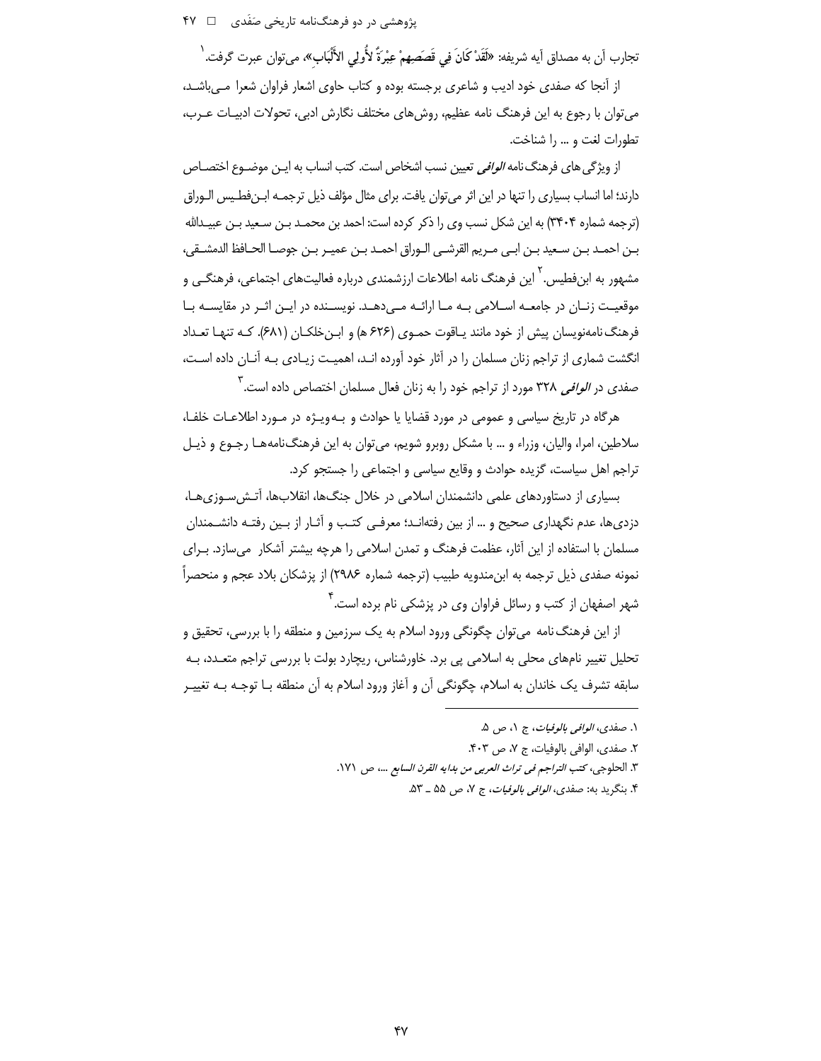تجارب آن به مصداق آیه شریفه: «لَقَدْ كَانَ فِي قَصَصِهِمْ عِبْرَةٌ لأُولِي الأَلْبَابِ»، می‌توان عبرت گرفت.[1]

از آنجا که صفدی خود ادیب و شاعری برجسته بوده و کتاب حاوی اشعار فراوان شعرا می‌باشد، می‌توان با رجوع به این فرهنگ نامه عظیم، روش‌های مختلف نگارش ادبی، تحولات ادبیات عرب، تطورات لغت و ... را شناخت.

از ویژگی‌های فرهنگ‌نامه *الوافی* تعیین نسب اشخاص است. کتب انساب به این موضوع اختصاص دارند؛ اما انساب بسیاری را تنها در این اثر می‌توان یافت. برای مثال مؤلف ذیل ترجمه ابن‌فطیس الوراق (ترجمه شماره ۳۴۰۴) به این شکل نسب وی را ذکر کرده است: احمد بن محمد بن سعید بن عبیدالله بن احمد بن سعید بن ابی مریم القرشی الوراق احمد بن عمیر بن جوصا الحافظ الدمشقی، مشهور به ابن‌فطیس.[2] این فرهنگ نامه اطلاعات ارزشمندی درباره فعالیت‌های اجتماعی، فرهنگی و موقعیت زنان در جامعه اسلامی به ما ارائه می‌دهد. نویسنده در این اثر در مقایسه با فرهنگ‌نامه‌نویسان پیش از خود مانند یاقوت حموی (۶۲۶ ه) و ابن‌خلکان (۶۸۱). که تنها تعداد انگشت شماری از تراجم زنان مسلمان را در آثار خود آورده اند، اهمیت زیادی به آنان داده است، صفدی در *الوافی* ۳۲۸ مورد از تراجم خود را به زنان فعال مسلمان اختصاص داده است.[3]

هرگاه در تاریخ سیاسی و عمومی در مورد قضایا یا حوادث و به‌ویژه در مورد اطلاعات خلفا، سلاطین، امرا، والیان، وزراء و ... با مشکل روبرو شویم، می‌توان به این فرهنگ‌نامه‌ها رجوع و ذیل تراجم اهل سیاست، گزیده حوادث و وقایع سیاسی و اجتماعی را جستجو کرد.

بسیاری از دستاوردهای علمی دانشمندان اسلامی در خلال جنگ‌ها، انقلاب‌ها، آتش‌سوزی‌ها، دزدی‌ها، عدم نگهداری صحیح و ... از بین رفته‌اند؛ معرفی کتب و آثار از بین رفته دانشمندان مسلمان با استفاده از این آثار، عظمت فرهنگ و تمدن اسلامی را هرچه بیشتر آشکار می‌سازد. برای نمونه صفدی ذیل ترجمه به ابن‌مندویه طبیب (ترجمه شماره ۲۹۸۶) از پزشکان بلاد عجم و منحصراً شهر اصفهان از کتب و رسائل فراوان وی در پزشکی نام برده است.[4]

از این فرهنگ‌نامه می‌توان چگونگی ورود اسلام به یک سرزمین و منطقه را با بررسی، تحقیق و تحلیل تغییر نام‌های محلی به اسلامی پی برد. خاورشناس، ریچارد بولت با بررسی تراجم متعدد، به سابقه تشرف یک خاندان به اسلام، چگونگی آن و آغاز ورود اسلام به آن منطقه با توجه به تغییر

---

۱. صفدی، *الوافی بالوفیات*، ج ۱، ص ۵.

۲. صفدی، الوافی بالوفیات، ج ۷، ص ۴۰۳.

۳. الحلوجی، *کتب التراجم فی تراث العربی من بدایه القرن السابع ...*، ص ۱۷۱.

۴. بنگرید به: صفدی، *الوافی بالوفیات*، ج ۷، ص ۵۵ ـ ۵۳.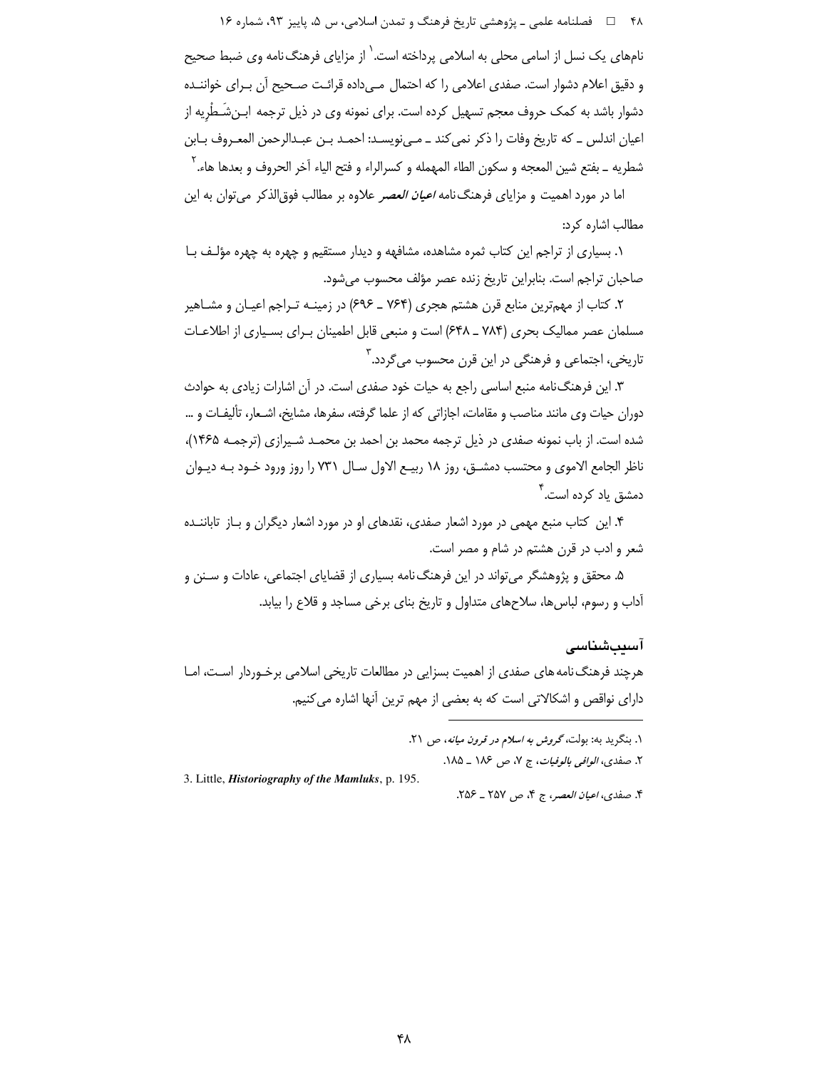نام‌های یک نسل از اسامی محلی به اسلامی پرداخته است.[1] از مزایای فرهنگ‌نامه وی ضبط صحیح و دقیق اعلام دشوار است. صفدی اعلامی را که احتمال می‌داده قرائت صحیح آن برای خواننده دشوار باشد به کمک حروف معجم تسهیل کرده است. برای نمونه وی در ذیل ترجمه ابن‌شَطْرِیه از اعیان اندلس ـ که تاریخ وفات را ذکر نمی‌کند ـ می‌نویسد: احمد بن عبدالرحمن المعروف بابن شطریه ـ بفتح شین المعجه و سکون الطاء المهمله و کسرالراء و فتح الیاء آخر الحروف و بعدها هاء.[2]

اما در مورد اهمیت و مزایای فرهنگ‌نامه *اعیان العصر* علاوه بر مطالب فوق‌الذکر می‌توان به این مطالب اشاره کرد:

۱. بسیاری از تراجم این کتاب ثمره مشاهده، مشافهه و دیدار مستقیم و چهره به چهره مؤلف با صاحبان تراجم است. بنابراین تاریخ زنده عصر مؤلف محسوب می‌شود.

۲. کتاب از مهم‌ترین منابع قرن هشتم هجری (۷۶۴ ـ ۶۹۶) در زمینه تراجم اعیان و مشاهیر مسلمان عصر ممالیک بحری (۷۸۴ ـ ۶۴۸) است و منبعی قابل اطمینان برای بسیاری از اطلاعات تاریخی، اجتماعی و فرهنگی در این قرن محسوب می‌گردد.[3]

۳. این فرهنگ‌نامه منبع اساسی راجع به حیات خود صفدی است. در آن اشارات زیادی به حوادث دوران حیات وی مانند مناصب و مقامات، اجازاتی که از علما گرفته، سفرها، مشایخ، اشعار، تألیفات و ... شده است. از باب نمونه صفدی در ذیل ترجمه محمد بن احمد بن محمد شیرازی (ترجمه ۱۴۶۵)، ناظر الجامع الاموی و محتسب دمشق، روز ۱۸ ربیع الاول سال ۷۳۱ را روز ورود خود به دیوان دمشق یاد کرده است.[4]

۴. این کتاب منبع مهمی در مورد اشعار صفدی، نقدهای او در مورد اشعار دیگران و باز تابانده شعر و ادب در قرن هشتم در شام و مصر است.

۵. محقق و پژوهشگر می‌تواند در این فرهنگ‌نامه بسیاری از قضایای اجتماعی، عادات و سنن و آداب و رسوم، لباس‌ها، سلاح‌های متداول و تاریخ بنای برخی مساجد و قلاع را بیابد.

## آسیب‌شناسی

هرچند فرهنگ‌نامه‌های صفدی از اهمیت بسزایی در مطالعات تاریخی اسلامی برخوردار است، اما دارای نواقص و اشکالاتی است که به بعضی از مهم ترین آنها اشاره می‌کنیم.

---

۱. بنگرید به: بولت، *گروش به اسلام در قرون میانه*، ص ۲۱.

۲. صفدی، *الوافی بالوفیات*، ج ۷، ص ۱۸۶ ـ ۱۸۵.

3. Little, ***Historiography of the Mamluks***, p. 195.

۴. صفدی، *اعیان العصر*، ج ۴، ص ۲۵۷ ـ ۲۵۶.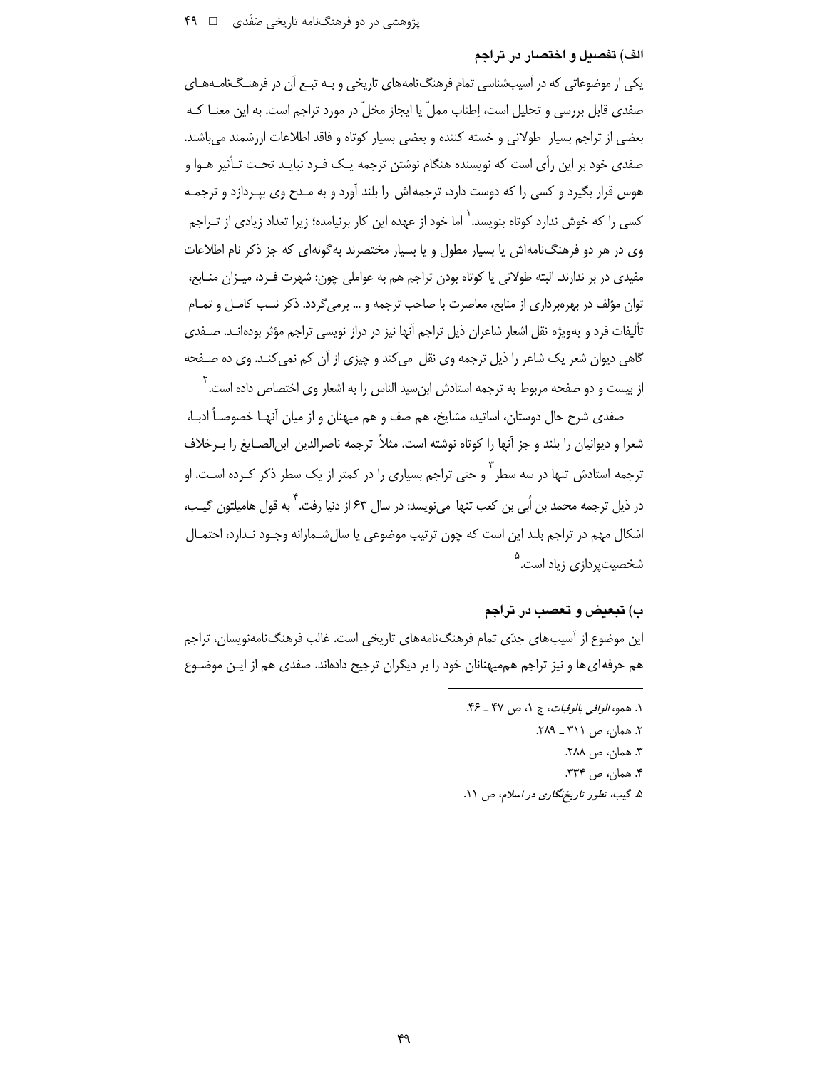### الف) تفصیل و اختصار در تراجم

یکی از موضوعاتی که در آسیب‌شناسی تمام فرهنگ‌نامه‌های تاریخی و بـه تبـع آن در فرهنـگ‌نامـه‌هـای صفدی قابل بررسی و تحلیل است، إطناب مملّ یا ایجاز مخلّ در مورد تراجم است. به این معنـا کـه بعضی از تراجم بسیار طولانی و خسته کننده و بعضی بسیار کوتاه و فاقد اطلاعات ارزشمند می‌باشند. صفدی خود بر این رأی است که نویسنده هنگام نوشتن ترجمه یـک فـرد نبایـد تحـت تـأثیر هـوا و هوس قرار بگیرد و کسی را که دوست دارد، ترجمه‌اش را بلند آورد و به مـدح وی بپـردازد و ترجمـه کسی را که خوش ندارد کوتاه بنویسد.[1] اما خود از عهده این کار برنیامده؛ زیرا تعداد زیادی از تـراجم وی در هر دو فرهنگ‌نامه‌اش یا بسیار مطول و یا بسیار مختصرند به‌گونه‌ای که جز ذکر نام اطلاعات مفیدی در بر ندارند. البته طولانی یا کوتاه بودن تراجم هم به عواملی چون: شهرت فـرد، میـزان منـابع، توان مؤلف در بهره‌برداری از منابع، معاصرت با صاحب ترجمه و ... برمی‌گردد. ذکر نسب کامـل و تمـام تألیفات فرد و به‌ویژه نقل اشعار شاعران ذیل تراجم آنها نیز در دراز نویسی تراجم مؤثر بوده‌انـد. صـفدی گاهی دیوان شعر یک شاعر را ذیل ترجمه وی نقل می‌کند و چیزی از آن کم نمی‌کنـد. وی ده صـفحه از بیست و دو صفحه مربوط به ترجمه استادش ابن‌سید الناس را به اشعار وی اختصاص داده است.[2]

صفدی شرح حال دوستان، اساتید، مشایخ، هم صف و هم میهنان و از میان آنهـا خصوصـاً ادبـا، شعرا و دیوانیان را بلند و جز آنها را کوتاه نوشته است. مثلاً ترجمه ناصرالدین ابن‌الصـایغ را بـرخلاف ترجمه استادش تنها در سه سطر[3] و حتی تراجم بسیاری را در کمتر از یک سطر ذکر کـرده اسـت. او در ذیل ترجمه محمد بن اُبی بن کعب تنها می‌نویسد: در سال ۶۳ از دنیا رفت.[4] به قول هامیلتون گیـب، اشکال مهم در تراجم بلند این است که چون ترتیب موضوعی یا سال‌شـمارانه وجـود نـدارد، احتمـال شخصیت‌پردازی زیاد است.[5]

### ب) تبعیض و تعصب در تراجم

این موضوع از آسیب‌های جدّی تمام فرهنگ‌نامه‌های تاریخی است. غالب فرهنگ‌نامه‌نویسان، تراجم هم حرفه‌ای‌ها و نیز تراجم هم‌میهنانان خود را بر دیگران ترجیح داده‌اند. صفدی هم از ایـن موضـوع

---

۱. همو، *الوافی بالوفیات*، ج ۱، ص ۴۷ ـ ۴۶.
۲. همان، ص ۳۱۱ ـ ۲۸۹.
۳. همان، ص ۲۸۸.
۴. همان، ص ۳۳۴.
۵. گیب، *تطور تاریخ‌نگاری در اسلام*، ص ۱۱.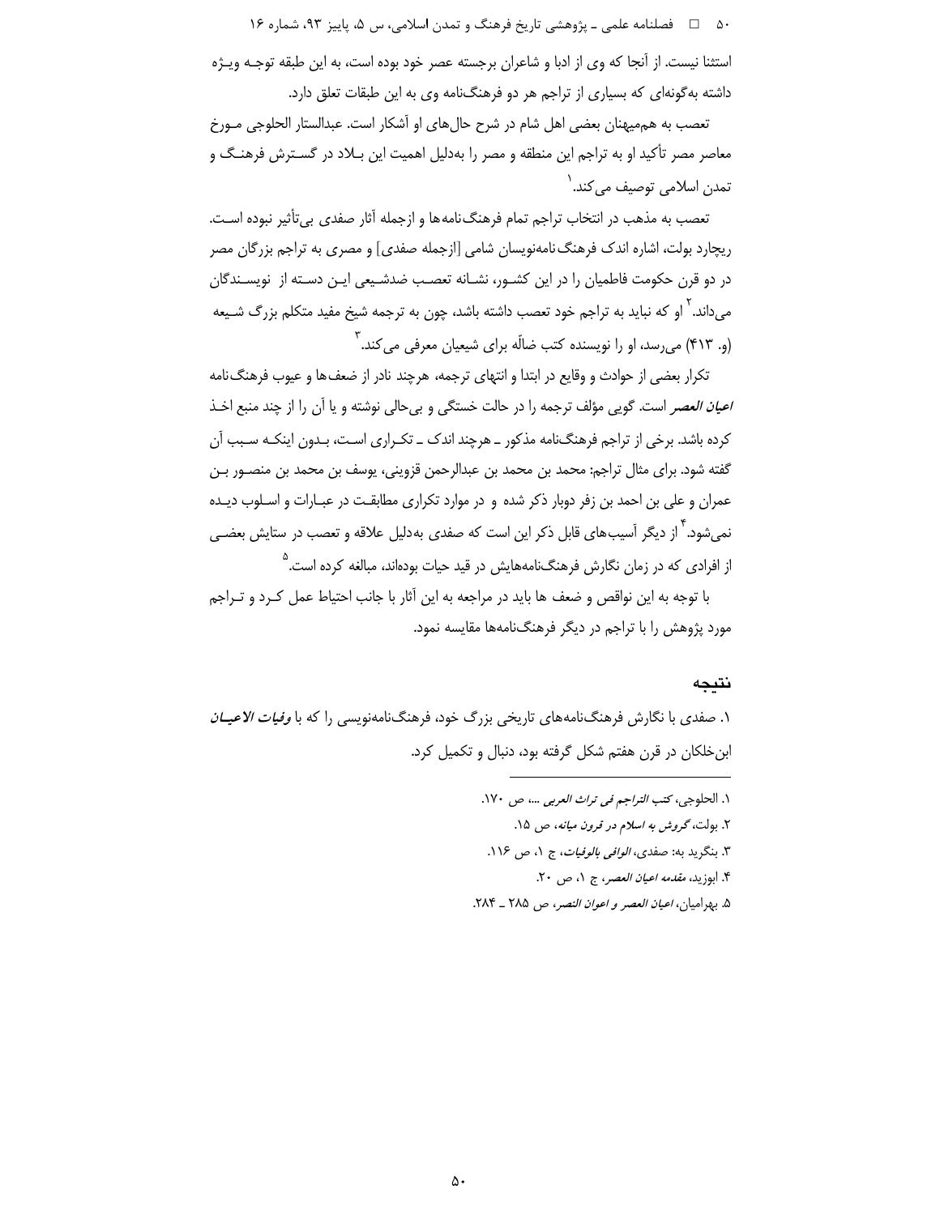استثنا نیست. از آنجا که وی از ادبا و شاعران برجسته عصر خود بوده است، به این طبقه توجه ویژه داشته به‌گونه‌ای که بسیاری از تراجم هر دو فرهنگ‌نامه وی به این طبقات تعلق دارد.

تعصب به هم‌میهنان بعضی اهل شام در شرح حال‌های او آشکار است. عبدالستار الحلوجی مورخ معاصر مصر تأکید او به تراجم این منطقه و مصر را به‌دلیل اهمیت این بلاد در گسترش فرهنگ و تمدن اسلامی توصیف می‌کند.[1]

تعصب به مذهب در انتخاب تراجم تمام فرهنگ‌نامه‌ها و ازجمله آثار صفدی بی‌تأثیر نبوده است. ریچارد بولت، اشاره اندک فرهنگ‌نامه‌نویسان شامی [ازجمله صفدی] و مصری به تراجم بزرگان مصر در دو قرن حکومت فاطمیان را در این کشور، نشانه تعصب ضدشیعی این دسته از نویسندگان می‌داند.[2] او که نباید به تراجم خود تعصب داشته باشد، چون به ترجمه شیخ مفید متکلم بزرگ شیعه (و. ۴۱۳) می‌رسد، او را نویسنده کتب ضالّه برای شیعیان معرفی می‌کند.[3]

تکرار بعضی از حوادث و وقایع در ابتدا و انتهای ترجمه، هرچند نادر از ضعف‌ها و عیوب فرهنگ‌نامه *اعیان العصر* است. گویی مؤلف ترجمه را در حالت خستگی و بی‌حالی نوشته و یا آن را از چند منبع اخذ کرده باشد. برخی از تراجم فرهنگ‌نامه مذکور ـ هرچند اندک ـ تکراری است، بدون اینکه سبب آن گفته شود. برای مثال تراجم: محمد بن محمد بن عبدالرحمن قزوینی، یوسف بن محمد بن منصور بن عمران و علی بن احمد بن زفر دوبار ذکر شده و در موارد تکراری مطابقت در عبارات و اسلوب دیده نمی‌شود.[4] از دیگر آسیب‌های قابل ذکر این است که صفدی به‌دلیل علاقه و تعصب در ستایش بعضی از افرادی که در زمان نگارش فرهنگ‌نامه‌هایش در قید حیات بوده‌اند، مبالغه کرده است.[5]

با توجه به این نواقص و ضعف ها باید در مراجعه به این آثار با جانب احتیاط عمل کرد و تراجم مورد پژوهش را با تراجم در دیگر فرهنگ‌نامه‌ها مقایسه نمود.

## نتیجه

۱. صفدی با نگارش فرهنگ‌نامه‌های تاریخی بزرگ خود، فرهنگ‌نامه‌نویسی را که با ***وفیات الاعیان*** ابن‌خلکان در قرن هفتم شکل گرفته بود، دنبال و تکمیل کرد.

---

۱. الحلوجی، *کتب التراجم فی تراث العربی* ...، ص ۱۷۰.

۲. بولت، *گروش به اسلام در قرون میانه*، ص ۱۵.

۳. بنگرید به: صفدی، *الوافی بالوفیات*، ج ۱، ص ۱۱۶.

۴. ابوزید، *مقدمه اعیان العصر*، ج ۱، ص ۲۰.

۵. بهرامیان، *اعیان العصر و اعوان النصر*، ص ۲۸۵ ـ ۲۸۴.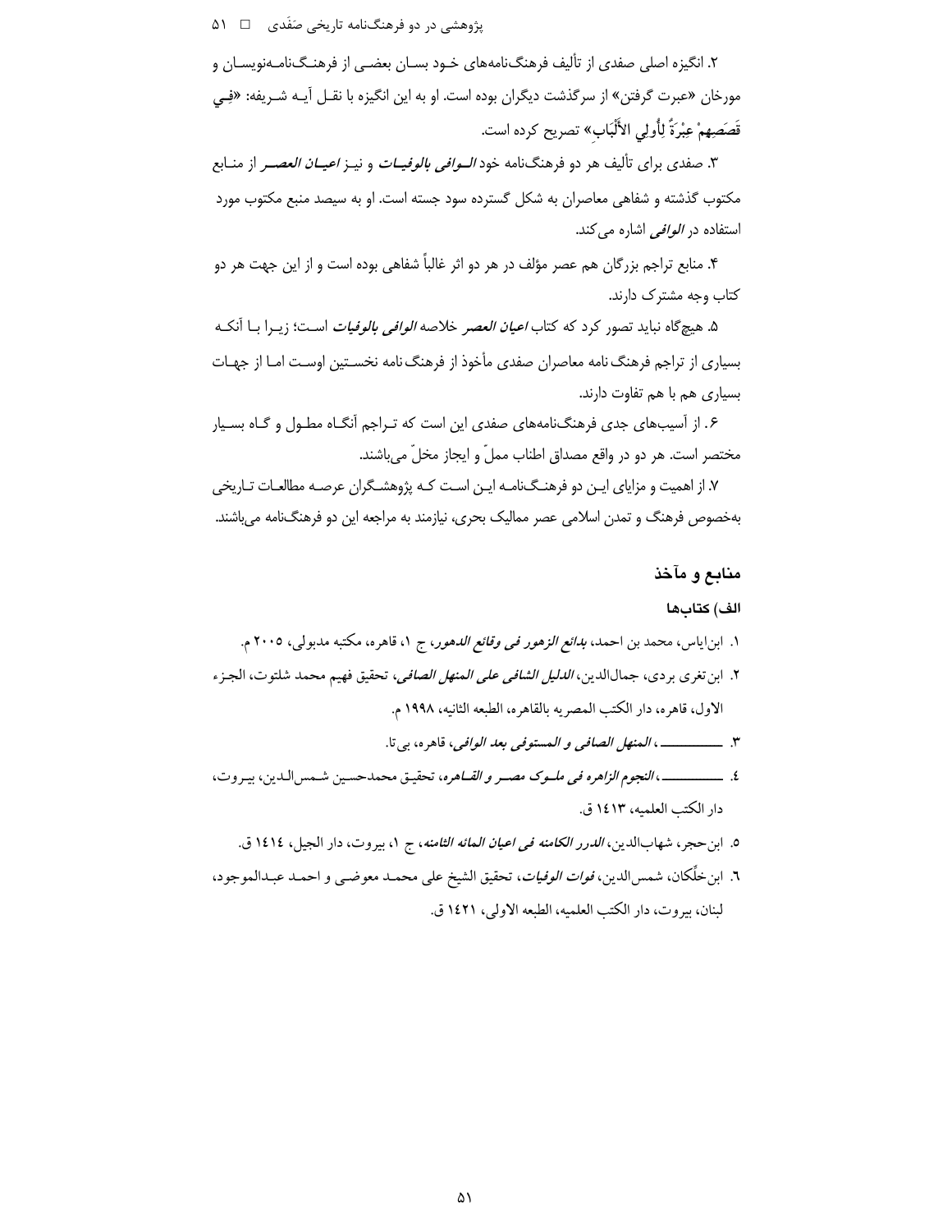۲. انگیزه اصلی صفدی از تألیف فرهنگ‌نامه‌های خـود بسـان بعضـی از فرهنـگ‌نامـه‌نویسـان و مورخان «عبرت گرفتن» از سرگذشت دیگران بوده است. او به این انگیزه با نقـل آیـه شـریفه: «فِـي قَصَصِهِمْ عِبْرَةٌ لِأُولِي الأَلْبَابِ» تصریح کرده است.

۳. صفدی برای تألیف هر دو فرهنگ‌نامه خود *الـوافی بالوفیـات* و نیـز *اعیـان العصـر* از منـابع مکتوب گذشته و شفاهی معاصران به شکل گسترده سود جسته است. او به سیصد منبع مکتوب مورد استفاده در *الوافی* اشاره می‌کند.

۴. منابع تراجم بزرگان هم عصر مؤلف در هر دو اثر غالباً شفاهی بوده است و از این جهت هر دو کتاب وجه مشترک دارند.

۵. هیچ‌گاه نباید تصور کرد که کتاب *اعیان العصر* خلاصه *الوافی بالوفیات* اسـت؛ زیـرا بـا آنکـه بسیاری از تراجم فرهنگ نامه معاصران صفدی مأخوذ از فرهنگ نامه نخسـتین اوسـت امـا از جهـات بسیاری هم با هم تفاوت دارند.

۶. از آسیب‌های جدی فرهنگ‌نامه‌های صفدی این است که تـراجم آنگـاه مطـول و گـاه بسـیار مختصر است. هر دو در واقع مصداق اطناب مملّ و ایجاز مخلّ می‌باشند.

۷. از اهمیت و مزایای ایـن دو فرهنـگ‌نامـه ایـن اسـت کـه پژوهشـگران عرصـه مطالعـات تـاریخی به‌خصوص فرهنگ و تمدن اسلامی عصر ممالیک بحری، نیازمند به مراجعه این دو فرهنگ‌نامه می‌باشند.

## منابع و مآخذ

### الف) کتاب‌ها

۱. ابن‌ایاس، محمد بن احمد، *بدائع الزهور فی وقائع الدهور*، ج ۱، قاهره، مکتبه مدبولی، ۲۰۰۵ م.

۲. ابن‌تغری بردی، جمال‌الدین، *الدلیل الشافی علی المنهل الصافی*، تحقیق فهیم محمد شلتوت، الجـزء الاول، قاهره، دار الکتب المصریه بالقاهره، الطبعه الثانیه، ۱۹۹۸ م.

۳. ـــــــــــ، *المنهل الصافی و المستوفی بعد الوافی*، قاهره، بی‌تا.

٤. ـــــــــــ، *النجوم الزاهره فی ملـوک مصـر و القـاهره*، تحقیـق محمدحسـین شـمس‌الـدین، بیـروت، دار الکتب العلمیه، ١٤١٣ ق.

٥. ابن‌حجر، شهاب‌الدین، *الدرر الکامنه فی اعیان المائه الثامنه*، ج ۱، بیروت، دار الجیل، ١٤١٤ ق.

٦. ابن‌خلّکان، شمس‌الدین، *فوات الوفیات*، تحقیق الشیخ علی محمـد معوضـی و احمـد عبـدالموجود، لبنان، بیروت، دار الکتب العلمیه، الطبعه الاولی، ١٤٢١ ق.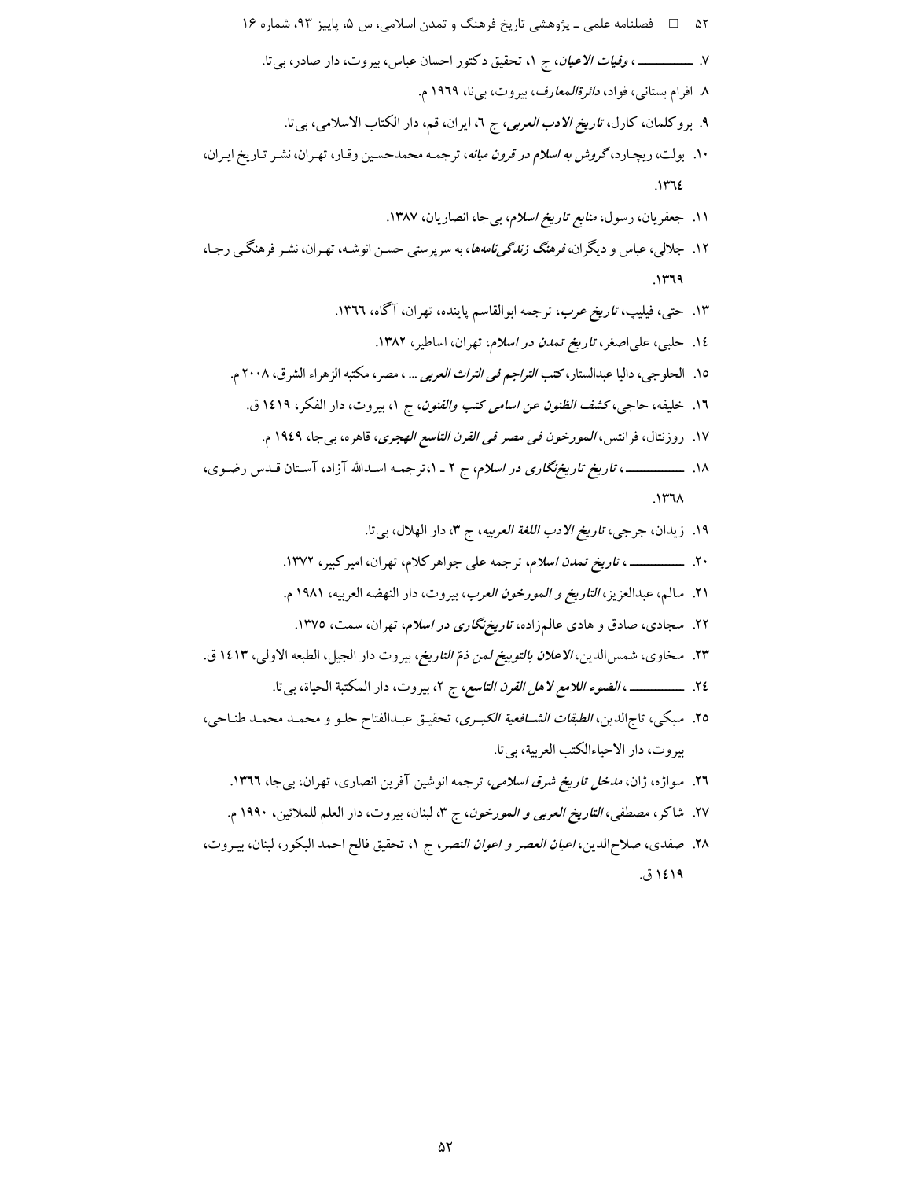۷. ـــــــــــ، *وفیات الاعیان*، ج ۱، تحقیق دکتور احسان عباس، بیروت، دار صادر، بی‌تا.

۸. افرام بستانی، فواد، *دائرةالمعارف*، بیروت، بی‌نا، ۱۹۶۹ م.

۹. بروکلمان، کارل، *تاریخ الادب العربی*، ج ٦، ایران، قم، دار الکتاب الاسلامی، بی‌تا.

۱۰. بولت، ریچارد، *گروش به اسلام در قرون میانه*، ترجمه محمدحسین وقار، تهران، نشر تاریخ ایران، ۱۳٦٤.

۱۱. جعفریان، رسول، *منابع تاریخ اسلام*، بی‌جا، انصاریان، ۱۳۸۷.

۱۲. جلالی، عباس و دیگران، *فرهنگ زندگی‌نامه‌ها*، به سرپرستی حسن انوشه، تهران، نشر فرهنگی رجا، ۱۳٦۹.

۱۳. حتی، فیلیپ، *تاریخ عرب*، ترجمه ابوالقاسم پاینده، تهران، آگاه، ۱۳٦٦.

۱٤. حلبی، علی‌اصغر، *تاریخ تمدن در اسلام*، تهران، اساطیر، ۱۳۸۲.

۱۵. الحلوجی، دالیا عبدالستار، *کتب التراجم فی التراث العربی* ...، مصر، مکتبه الزهراء الشرق، ۲۰۰۸ م.

۱٦. خلیفه، حاجی، *کشف الظنون عن اسامی کتب والفنون*، ج ۱، بیروت، دار الفکر، ۱٤۱۹ ق.

۱۷. روزنتال، فرانتس، *المورخون فی مصر فی القرن التاسع الهجری*، قاهره، بی‌جا، ۱۹٤۹ م.

۱۸. ـــــــــــ، *تاریخ تاریخ‌نگاری در اسلام*، ج ۲ ـ ۱، ترجمه اسدالله آزاد، آستان قدس رضوی، ۱۳٦۸.

۱۹. زیدان، جرجی، *تاریخ الادب اللغة العربیه*، ج ۳، دار الهلال، بی‌تا.

۲۰. ـــــــــــ، *تاریخ تمدن اسلام*، ترجمه علی جواهرکلام، تهران، امیرکبیر، ۱۳۷۲.

۲۱. سالم، عبدالعزیز، *التاریخ و المورخون العرب*، بیروت، دار النهضه العربیه، ۱۹۸۱ م.

۲۲. سجادی، صادق و هادی عالم‌زاده، *تاریخ‌نگاری در اسلام*، تهران، سمت، ۱۳۷۵.

۲۳. سخاوی، شمس‌الدین، *الاعلان بالتوبیخ لمن ذمَّ التاریخ*، بیروت دار الجیل، الطبعه الاولی، ۱٤۱۳ ق.

۲٤. ـــــــــــ، *الضوء اللامع لاهل القرن التاسع*، ج ۲، بیروت، دار المکتبة الحیاة، بی‌تا.

۲۵. سبکی، تاج‌الدین، *الطبقات الشافعیة الکبری*، تحقیق عبدالفتاح حلو و محمد محمد طناحی، بیروت، دار الاحیاءالکتب العربیة، بی‌تا.

۲٦. سواژه، ژان، *مدخل تاریخ شرق اسلامی*، ترجمه انوشین آفرین انصاری، تهران، بی‌جا، ۱۳٦٦.

۲۷. شاکر، مصطفی، *التاریخ العربی و المورخون*، ج ۳، لبنان، بیروت، دار العلم للملائین، ۱۹۹۰ م.

۲۸. صفدی، صلاح‌الدین، *اعیان العصر و اعوان النصر*، ج ۱، تحقیق فالح احمد البکور، لبنان، بیروت، ۱٤۱۹ ق.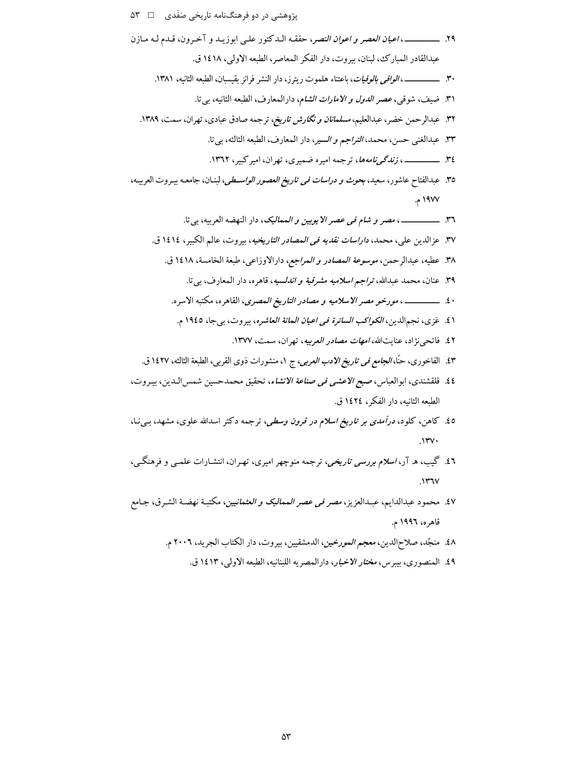۲۹. ـــــــــــــ، *اعیان العصر و اعوان النصر*، حققـه الـدکتور علـی ابوزیـد و آخـرون، قـدم لـه مـازن عبدالقادر المبارک، لبنان، بیروت، دار الفکر المعاصر، الطبعه الاولی، ۱٤۱۸ ق.

۳۰. ـــــــــــــ، *الوافی بالوفیات*، باعتناء هلموت ریتز، دار النشر فرانز بقیسبان، الطبعه الثانیه، ۱۳۸۱.

۳۱. ضیف، شوقی، *عصر الدول و الامارات الشام*، دارالمعارف، الطبعه الثانیه، بی‌تا.

۳۲. عبدالرحمن خضر، عبدالعلیم، *مسلمانان و نگارش تاریخ*، ترجمه صادق عبادی، تهران، سمت، ۱۳۸۹.

۳۳. عبدالغنی حسن، محمد، *التراجم و السیر*، دار المعارف، الطبعه الثالثه، بی‌تا.

۳٤. ـــــــــــــ، *زندگی‌نامه‌ها*، ترجمه امیره ضمیری، تهران، امیرکبیر، ۱۳٦۲.

۳۵. عبدالفتاح عاشور، سعید، *بحوث و دراسات فی تاریخ العصور الواسطی*، لبنان، جامعه بیروت العربیه، ۱۹۷۷ م.

۳٦. ـــــــــــــ، *مصر و شام فی عصر الایوبین و الممالیک*، دار النهضه العربیه، بی‌تا.

۳۷. عزالدین علی، محمد، *داراسات نقدیه فی المصادر التاریخیه*، بیروت، عالم الکبیر، ۱٤۱٤ ق.

۳۸. عطیه، عبدالرحمن، *موسوعة المصادر و المراجع*، دارالاوزاعی، طبعة الخامسة، ۱٤۱۸ ق.

۳۹. عنان، محمد عبدالله، *تراجم اسلامیه مشرقیة و اندلسیه*، قاهره، دار المعارف، بی‌تا.

٤۰. ـــــــــــــ، *مورخو مصر الاسلامیه و مصادر التاریخ المصری*، القاهره، مکتبه الاسره.

٤۱. غزی، نجم‌الدین، *الکواکب السائرة فی اعیان المائة العاشره*، بیروت، بی‌جا، ۱۹٤۵ م.

٤۲. فاتحی‌نژاد، عنایت‌الله، *امهات مصادر العربیه*، تهران، سمت، ۱۳۷۷.

٤۳. الفاخوری، حنّا، *الجامع فی تاریخ الادب العربی*، ج ۱، منشورات ذوی القربی، الطبعة الثالثه، ۱٤۲۷ ق.

٤٤. قلقشندی، ابوالعباس، *صبح الاعشی فی صناعة الانشاء*، تحقیق محمدحسین شمس‌الـدین، بیـروت، الطبعه الثانیه، دار الفکر، ۱٤۲٤ ق.

٤۵. کاهن، کلود، *درآمدی بر تاریخ اسلام در قرون وسطی*، ترجمه دکتر اسدالله علوی، مشهد، بـی‌نـا، ۱۳۷۰.

٤٦. گیب، هـ آر، *اسلام بررسی تاریخی*، ترجمه منوچهر امیری، تهـران، انتشـارات علمـی و فرهنگـی، ۱۳٦۷.

٤۷. محمود عبدالدایم، عبـدالعزیز، *مصر فی عصر الممالیک و العثمانیین*، مکتبـة نهضـة الشـرق، جـامع قاهره، ۱۹۹٦ م.

٤۸. منجِّد، صلاح‌الدین، *معجم المورخین*، الدمشقیین، بیروت، دار الکتاب الجرید، ۲۰۰٦ م.

٤۹. المنصوری، بیبرس، *مختار الاخبار*، دارالمصریه اللبنانیه، الطبعه الاولی، ۱٤۱۳ ق.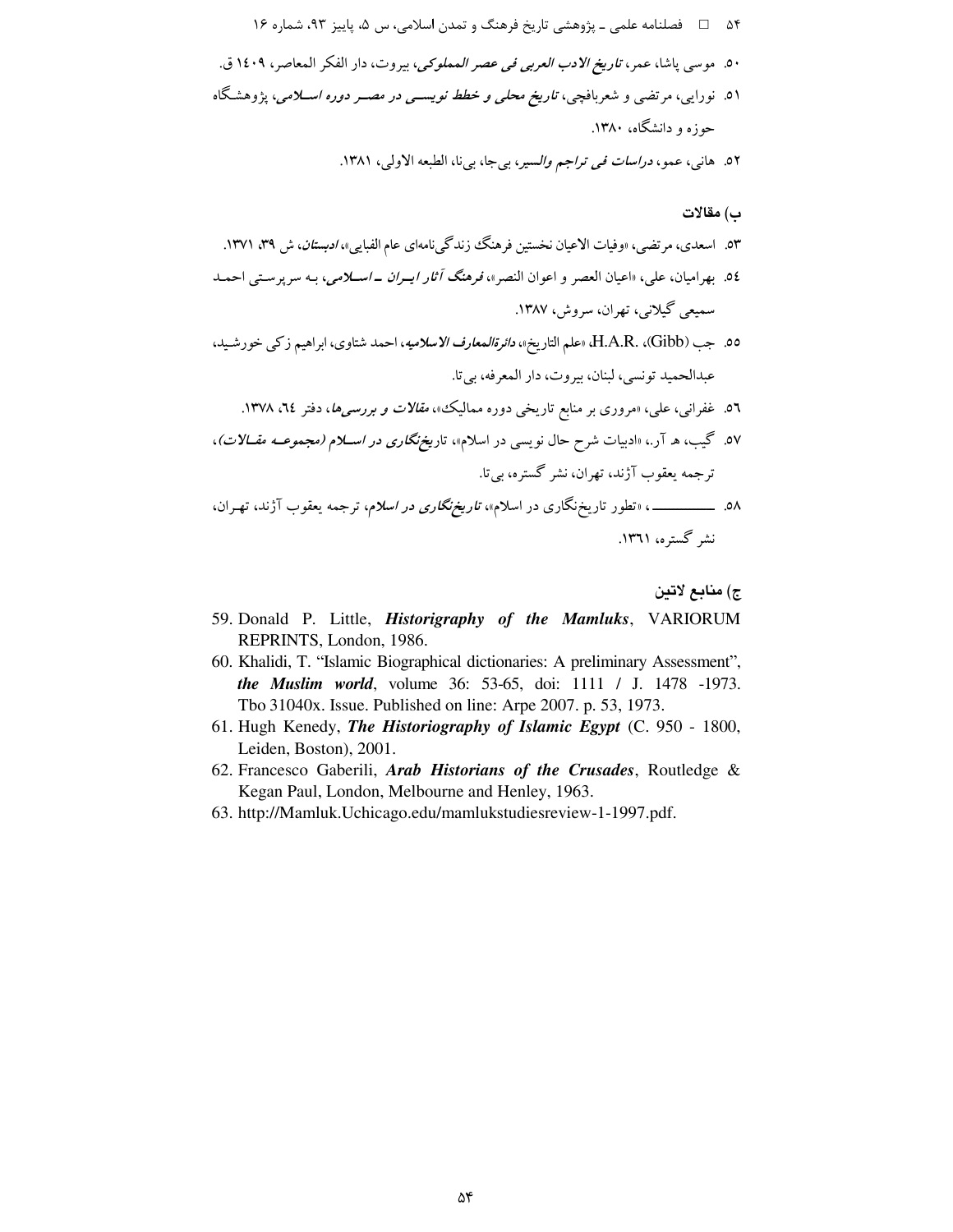۵۰. موسی پاشا، عمر، *تاریخ الادب العربی فی عصر المملوکی*، بیروت، دار الفکر المعاصر، ١٤٠٩ ق.

۵۱. نورایی، مرتضی و شعرباقچی، *تاریخ محلی و خطط نویسی در مصر دوره اسلامی*، پژوهشگاه حوزه و دانشگاه، ۱۳۸۰.

۵۲. هانی، عمو، *دراسات فی تراجم والسیر*، بی‌جا، بی‌نا، الطبعه الاولی، ۱۳۸۱.

### ب) مقالات

۵۳. اسعدی، مرتضی، «وفیات الاعیان نخستین فرهنگ زندگی‌نامه‌ای عام الفبایی»، *ادبستان*، ش ۳۹، ۱۳۷۱.

٥٤. بهرامیان، علی، «اعیان العصر و اعوان النصر»، *فرهنگ آثار ایران ـ اسلامی*، به سرپرستی احمد سمیعی گیلانی، تهران، سروش، ۱۳۸۷.

٥٥. جب (Gibb)، H.A.R.، «علم التاریخ»، *دائرةالمعارف الاسلامیه*، احمد شتاوی، ابراهیم زکی خورشید، عبدالحمید تونسی، لبنان، بیروت، دار المعرفه، بی‌تا.

٥٦. غفرانی، علی، «مروری بر منابع تاریخی دوره ممالیک»، *مقالات و بررسی‌ها*، دفتر ٦٤، ۱۳۷۸.

٥٧. گیب، هـ آر.، «ادبیات شرح حال نویسی در اسلام»، تاریخ‌نگاری در اسلام *(مجموعه مقالات)*، ترجمه یعقوب آژند، تهران، نشر گستره، بی‌تا.

٥٨. ـــــــــــ، «تطور تاریخ‌نگاری در اسلام»، *تاریخ‌نگاری در اسلام*، ترجمه یعقوب آژند، تهران، نشر گستره، ١٣٦١.

### ج) منابع لاتین

59. Donald P. Little, ***Historigraphy of the Mamluks***, VARIORUM REPRINTS, London, 1986.
60. Khalidi, T. "Islamic Biographical dictionaries: A preliminary Assessment", ***the Muslim world***, volume 36: 53-65, doi: 1111 / J. 1478 -1973. Tbo 31040x. Issue. Published on line: Arpe 2007. p. 53, 1973.
61. Hugh Kenedy, ***The Historiography of Islamic Egypt*** (C. 950 - 1800, Leiden, Boston), 2001.
62. Francesco Gaberili, ***Arab Historians of the Crusades***, Routledge & Kegan Paul, London, Melbourne and Henley, 1963.
63. http://Mamluk.Uchicago.edu/mamlukstudiesreview-1-1997.pdf.